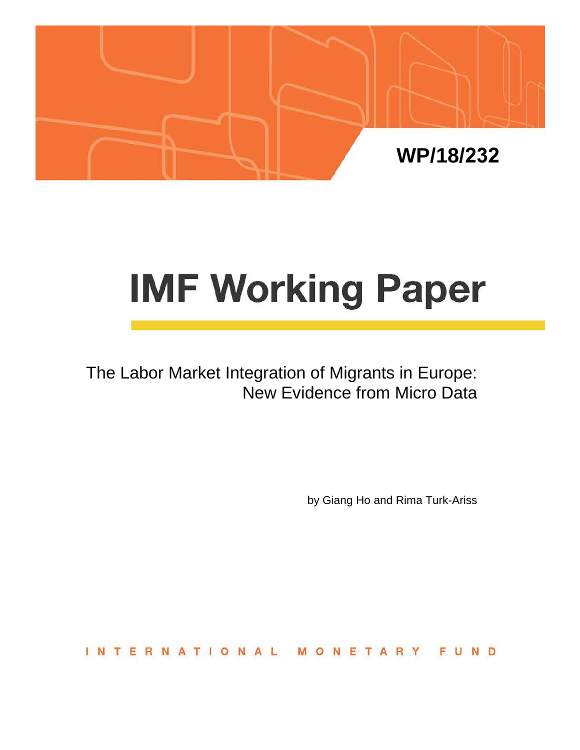WP/18/232

# IMF Working Paper

The Labor Market Integration of Migrants in Europe: New Evidence from Micro Data

by Giang Ho and Rima Turk-Ariss

INTERNATIONAL MONETARY FUND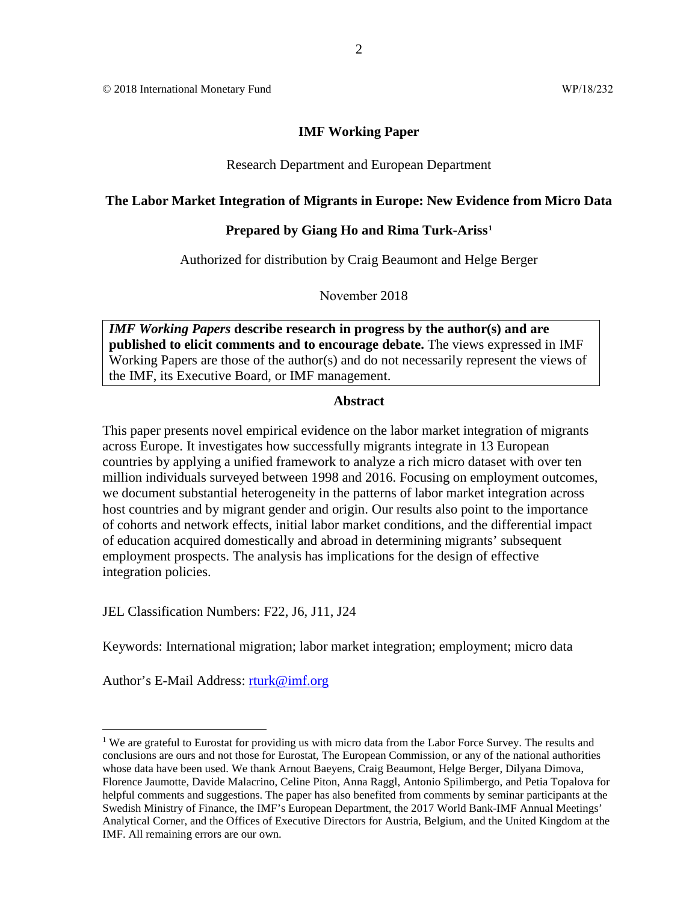© 2018 International Monetary Fund WP/18/232

**IMF Working Paper**

Research Department and European Department

**The Labor Market Integration of Migrants in Europe: New Evidence from Micro Data**

**Prepared by Giang Ho and Rima Turk-Ariss**[1]

Authorized for distribution by Craig Beaumont and Helge Berger

November 2018

> ***IMF Working Papers*** **describe research in progress by the author(s) and are published to elicit comments and to encourage debate.** The views expressed in IMF Working Papers are those of the author(s) and do not necessarily represent the views of the IMF, its Executive Board, or IMF management.

**Abstract**

This paper presents novel empirical evidence on the labor market integration of migrants across Europe. It investigates how successfully migrants integrate in 13 European countries by applying a unified framework to analyze a rich micro dataset with over ten million individuals surveyed between 1998 and 2016. Focusing on employment outcomes, we document substantial heterogeneity in the patterns of labor market integration across host countries and by migrant gender and origin. Our results also point to the importance of cohorts and network effects, initial labor market conditions, and the differential impact of education acquired domestically and abroad in determining migrants' subsequent employment prospects. The analysis has implications for the design of effective integration policies.

JEL Classification Numbers: F22, J6, J11, J24

Keywords: International migration; labor market integration; employment; micro data

Author's E-Mail Address: rturk@imf.org

---

[1] We are grateful to Eurostat for providing us with micro data from the Labor Force Survey. The results and conclusions are ours and not those for Eurostat, The European Commission, or any of the national authorities whose data have been used. We thank Arnout Baeyens, Craig Beaumont, Helge Berger, Dilyana Dimova, Florence Jaumotte, Davide Malacrino, Celine Piton, Anna Raggl, Antonio Spilimbergo, and Petia Topalova for helpful comments and suggestions. The paper has also benefited from comments by seminar participants at the Swedish Ministry of Finance, the IMF's European Department, the 2017 World Bank-IMF Annual Meetings' Analytical Corner, and the Offices of Executive Directors for Austria, Belgium, and the United Kingdom at the IMF. All remaining errors are our own.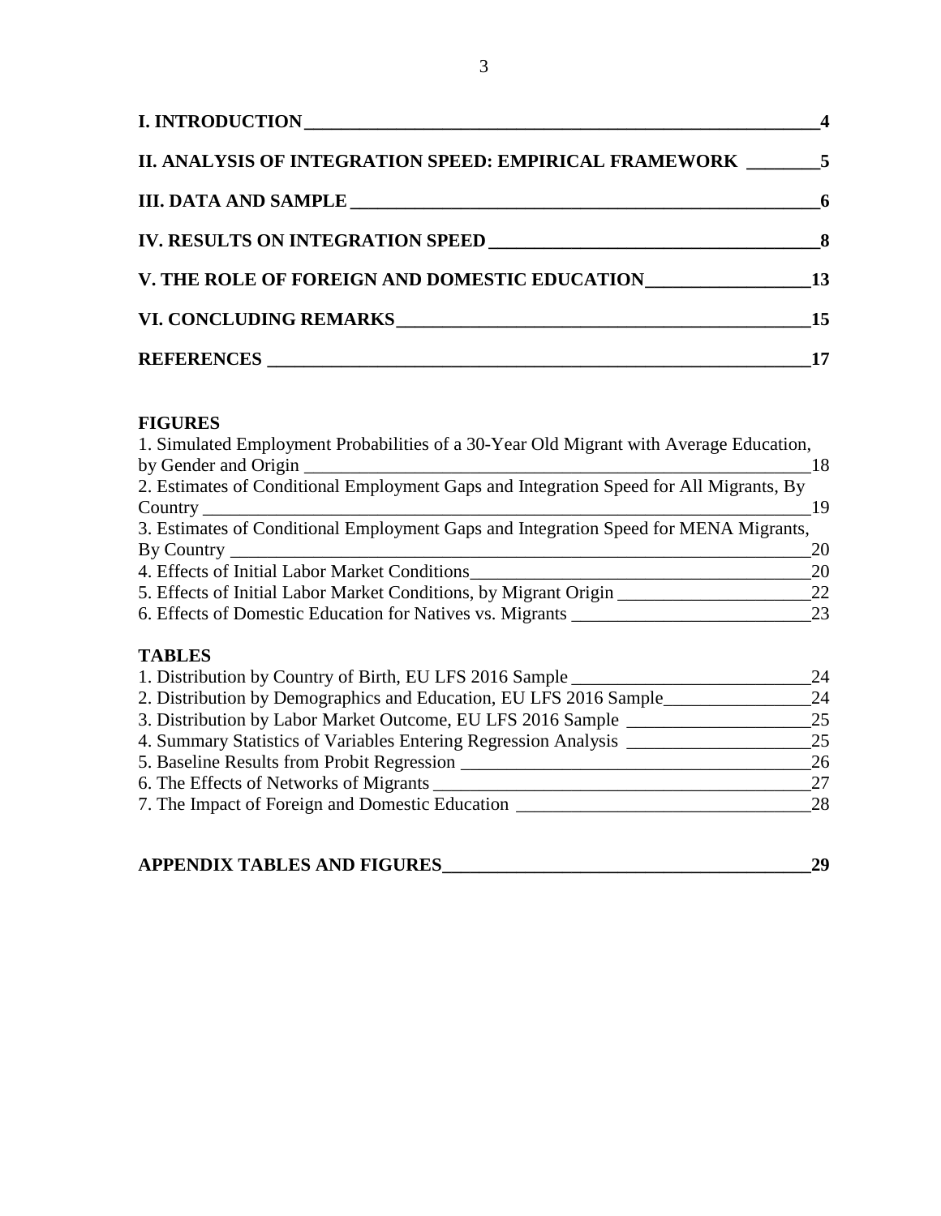**I. INTRODUCTION** 4

**II. ANALYSIS OF INTEGRATION SPEED: EMPIRICAL FRAMEWORK** 5

**III. DATA AND SAMPLE** 6

**IV. RESULTS ON INTEGRATION SPEED** 8

**V. THE ROLE OF FOREIGN AND DOMESTIC EDUCATION** 13

**VI. CONCLUDING REMARKS** 15

**REFERENCES** 17

**FIGURES**

1. Simulated Employment Probabilities of a 30-Year Old Migrant with Average Education, by Gender and Origin 18
2. Estimates of Conditional Employment Gaps and Integration Speed for All Migrants, By Country 19
3. Estimates of Conditional Employment Gaps and Integration Speed for MENA Migrants, By Country 20
4. Effects of Initial Labor Market Conditions 20
5. Effects of Initial Labor Market Conditions, by Migrant Origin 22
6. Effects of Domestic Education for Natives vs. Migrants 23

**TABLES**

1. Distribution by Country of Birth, EU LFS 2016 Sample 24
2. Distribution by Demographics and Education, EU LFS 2016 Sample 24
3. Distribution by Labor Market Outcome, EU LFS 2016 Sample 25
4. Summary Statistics of Variables Entering Regression Analysis 25
5. Baseline Results from Probit Regression 26
6. The Effects of Networks of Migrants 27
7. The Impact of Foreign and Domestic Education 28

**APPENDIX TABLES AND FIGURES** 29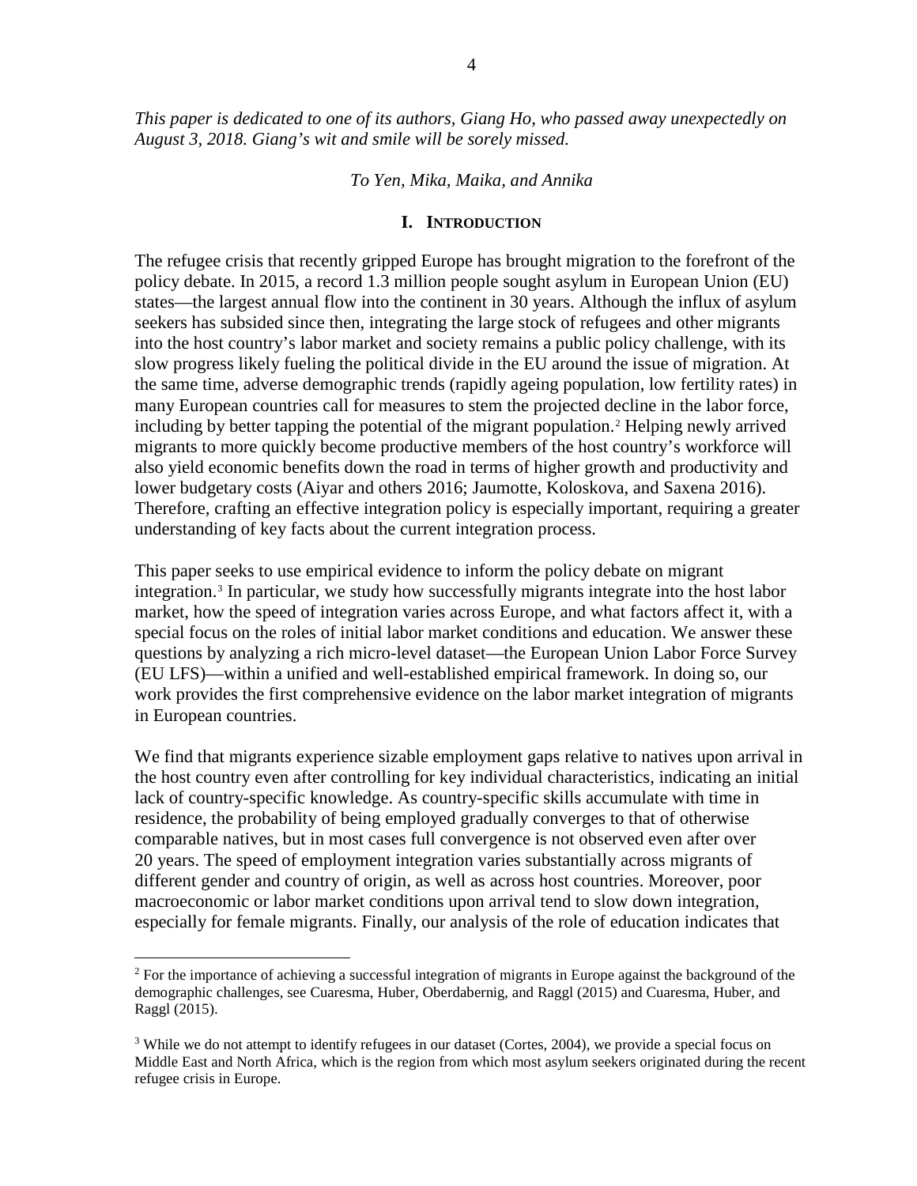*This paper is dedicated to one of its authors, Giang Ho, who passed away unexpectedly on August 3, 2018. Giang's wit and smile will be sorely missed.*

*To Yen, Mika, Maika, and Annika*

## I. Introduction

The refugee crisis that recently gripped Europe has brought migration to the forefront of the policy debate. In 2015, a record 1.3 million people sought asylum in European Union (EU) states—the largest annual flow into the continent in 30 years. Although the influx of asylum seekers has subsided since then, integrating the large stock of refugees and other migrants into the host country's labor market and society remains a public policy challenge, with its slow progress likely fueling the political divide in the EU around the issue of migration. At the same time, adverse demographic trends (rapidly ageing population, low fertility rates) in many European countries call for measures to stem the projected decline in the labor force, including by better tapping the potential of the migrant population.[2] Helping newly arrived migrants to more quickly become productive members of the host country's workforce will also yield economic benefits down the road in terms of higher growth and productivity and lower budgetary costs (Aiyar and others 2016; Jaumotte, Koloskova, and Saxena 2016). Therefore, crafting an effective integration policy is especially important, requiring a greater understanding of key facts about the current integration process.

This paper seeks to use empirical evidence to inform the policy debate on migrant integration.[3] In particular, we study how successfully migrants integrate into the host labor market, how the speed of integration varies across Europe, and what factors affect it, with a special focus on the roles of initial labor market conditions and education. We answer these questions by analyzing a rich micro-level dataset—the European Union Labor Force Survey (EU LFS)—within a unified and well-established empirical framework. In doing so, our work provides the first comprehensive evidence on the labor market integration of migrants in European countries.

We find that migrants experience sizable employment gaps relative to natives upon arrival in the host country even after controlling for key individual characteristics, indicating an initial lack of country-specific knowledge. As country-specific skills accumulate with time in residence, the probability of being employed gradually converges to that of otherwise comparable natives, but in most cases full convergence is not observed even after over 20 years. The speed of employment integration varies substantially across migrants of different gender and country of origin, as well as across host countries. Moreover, poor macroeconomic or labor market conditions upon arrival tend to slow down integration, especially for female migrants. Finally, our analysis of the role of education indicates that

---

[2] For the importance of achieving a successful integration of migrants in Europe against the background of the demographic challenges, see Cuaresma, Huber, Oberdabernig, and Raggl (2015) and Cuaresma, Huber, and Raggl (2015).

[3] While we do not attempt to identify refugees in our dataset (Cortes, 2004), we provide a special focus on Middle East and North Africa, which is the region from which most asylum seekers originated during the recent refugee crisis in Europe.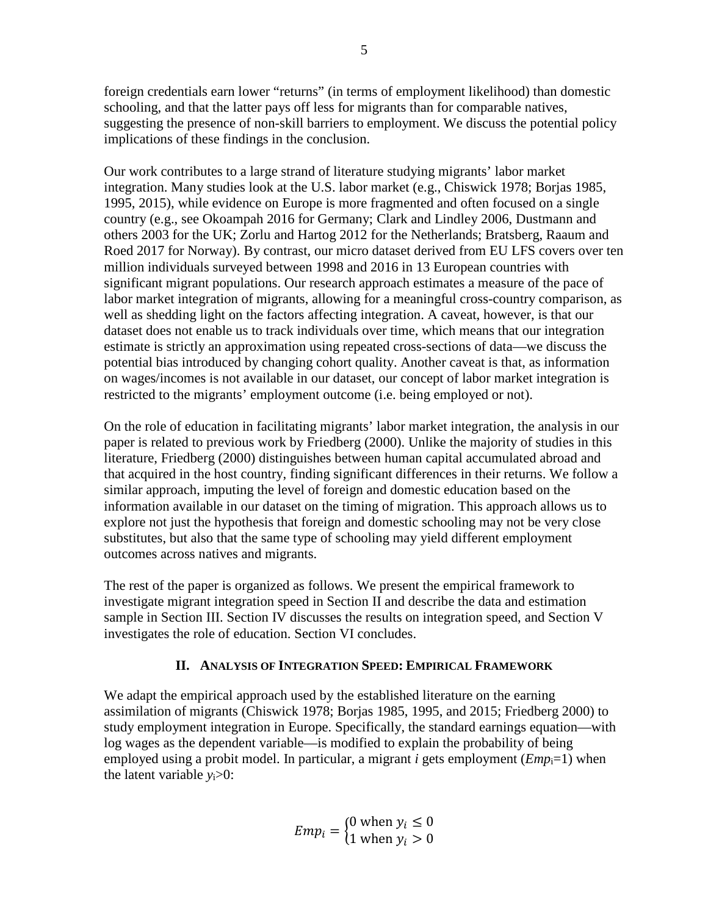foreign credentials earn lower “returns” (in terms of employment likelihood) than domestic schooling, and that the latter pays off less for migrants than for comparable natives, suggesting the presence of non-skill barriers to employment. We discuss the potential policy implications of these findings in the conclusion.

Our work contributes to a large strand of literature studying migrants’ labor market integration. Many studies look at the U.S. labor market (e.g., Chiswick 1978; Borjas 1985, 1995, 2015), while evidence on Europe is more fragmented and often focused on a single country (e.g., see Okoampah 2016 for Germany; Clark and Lindley 2006, Dustmann and others 2003 for the UK; Zorlu and Hartog 2012 for the Netherlands; Bratsberg, Raaum and Roed 2017 for Norway). By contrast, our micro dataset derived from EU LFS covers over ten million individuals surveyed between 1998 and 2016 in 13 European countries with significant migrant populations. Our research approach estimates a measure of the pace of labor market integration of migrants, allowing for a meaningful cross-country comparison, as well as shedding light on the factors affecting integration. A caveat, however, is that our dataset does not enable us to track individuals over time, which means that our integration estimate is strictly an approximation using repeated cross-sections of data—we discuss the potential bias introduced by changing cohort quality. Another caveat is that, as information on wages/incomes is not available in our dataset, our concept of labor market integration is restricted to the migrants’ employment outcome (i.e. being employed or not).

On the role of education in facilitating migrants’ labor market integration, the analysis in our paper is related to previous work by Friedberg (2000). Unlike the majority of studies in this literature, Friedberg (2000) distinguishes between human capital accumulated abroad and that acquired in the host country, finding significant differences in their returns. We follow a similar approach, imputing the level of foreign and domestic education based on the information available in our dataset on the timing of migration. This approach allows us to explore not just the hypothesis that foreign and domestic schooling may not be very close substitutes, but also that the same type of schooling may yield different employment outcomes across natives and migrants.

The rest of the paper is organized as follows. We present the empirical framework to investigate migrant integration speed in Section II and describe the data and estimation sample in Section III. Section IV discusses the results on integration speed, and Section V investigates the role of education. Section VI concludes.

## II. Analysis of Integration Speed: Empirical Framework

We adapt the empirical approach used by the established literature on the earning assimilation of migrants (Chiswick 1978; Borjas 1985, 1995, and 2015; Friedberg 2000) to study employment integration in Europe. Specifically, the standard earnings equation—with log wages as the dependent variable—is modified to explain the probability of being employed using a probit model. In particular, a migrant *i* gets employment ($Emp_i$=1) when the latent variable $y_i$>0:

$$Emp_i = \begin{cases} 0 \text{ when } y_i \leq 0 \\ 1 \text{ when } y_i > 0 \end{cases}$$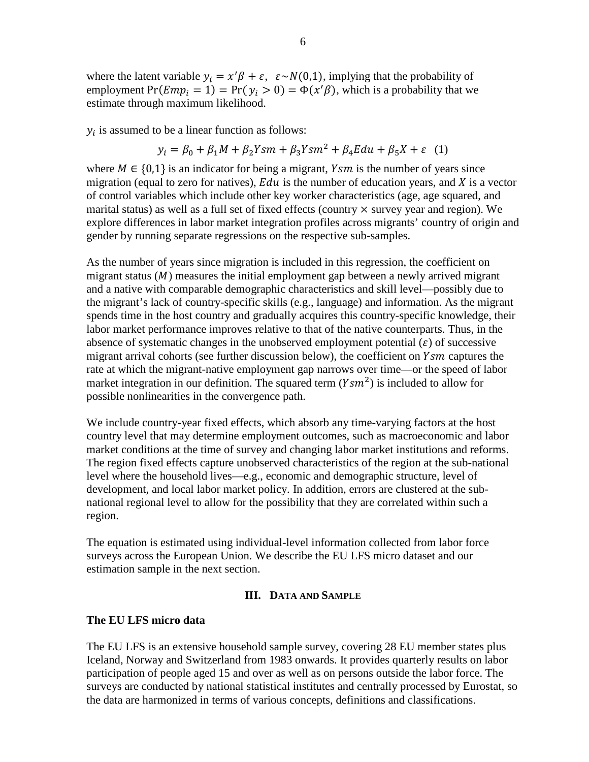where the latent variable $y_i = x'\beta + \varepsilon$, $\varepsilon \sim N(0,1)$, implying that the probability of employment $\Pr(Emp_i = 1) = \Pr(y_i > 0) = \Phi(x'\beta)$, which is a probability that we estimate through maximum likelihood.

$y_i$ is assumed to be a linear function as follows:

$$y_i = \beta_0 + \beta_1 M + \beta_2 Ysm + \beta_3 Ysm^2 + \beta_4 Edu + \beta_5 X + \varepsilon \quad (1)$$

where $M \in \{0,1\}$ is an indicator for being a migrant, $Ysm$ is the number of years since migration (equal to zero for natives), $Edu$ is the number of education years, and $X$ is a vector of control variables which include other key worker characteristics (age, age squared, and marital status) as well as a full set of fixed effects (country $\times$ survey year and region). We explore differences in labor market integration profiles across migrants' country of origin and gender by running separate regressions on the respective sub-samples.

As the number of years since migration is included in this regression, the coefficient on migrant status ($M$) measures the initial employment gap between a newly arrived migrant and a native with comparable demographic characteristics and skill level—possibly due to the migrant's lack of country-specific skills (e.g., language) and information. As the migrant spends time in the host country and gradually acquires this country-specific knowledge, their labor market performance improves relative to that of the native counterparts. Thus, in the absence of systematic changes in the unobserved employment potential ($\varepsilon$) of successive migrant arrival cohorts (see further discussion below), the coefficient on $Ysm$ captures the rate at which the migrant-native employment gap narrows over time—or the speed of labor market integration in our definition. The squared term ($Ysm^2$) is included to allow for possible nonlinearities in the convergence path.

We include country-year fixed effects, which absorb any time-varying factors at the host country level that may determine employment outcomes, such as macroeconomic and labor market conditions at the time of survey and changing labor market institutions and reforms. The region fixed effects capture unobserved characteristics of the region at the sub-national level where the household lives—e.g., economic and demographic structure, level of development, and local labor market policy. In addition, errors are clustered at the sub-national regional level to allow for the possibility that they are correlated within such a region.

The equation is estimated using individual-level information collected from labor force surveys across the European Union. We describe the EU LFS micro dataset and our estimation sample in the next section.

## III. Data and Sample

### The EU LFS micro data

The EU LFS is an extensive household sample survey, covering 28 EU member states plus Iceland, Norway and Switzerland from 1983 onwards. It provides quarterly results on labor participation of people aged 15 and over as well as on persons outside the labor force. The surveys are conducted by national statistical institutes and centrally processed by Eurostat, so the data are harmonized in terms of various concepts, definitions and classifications.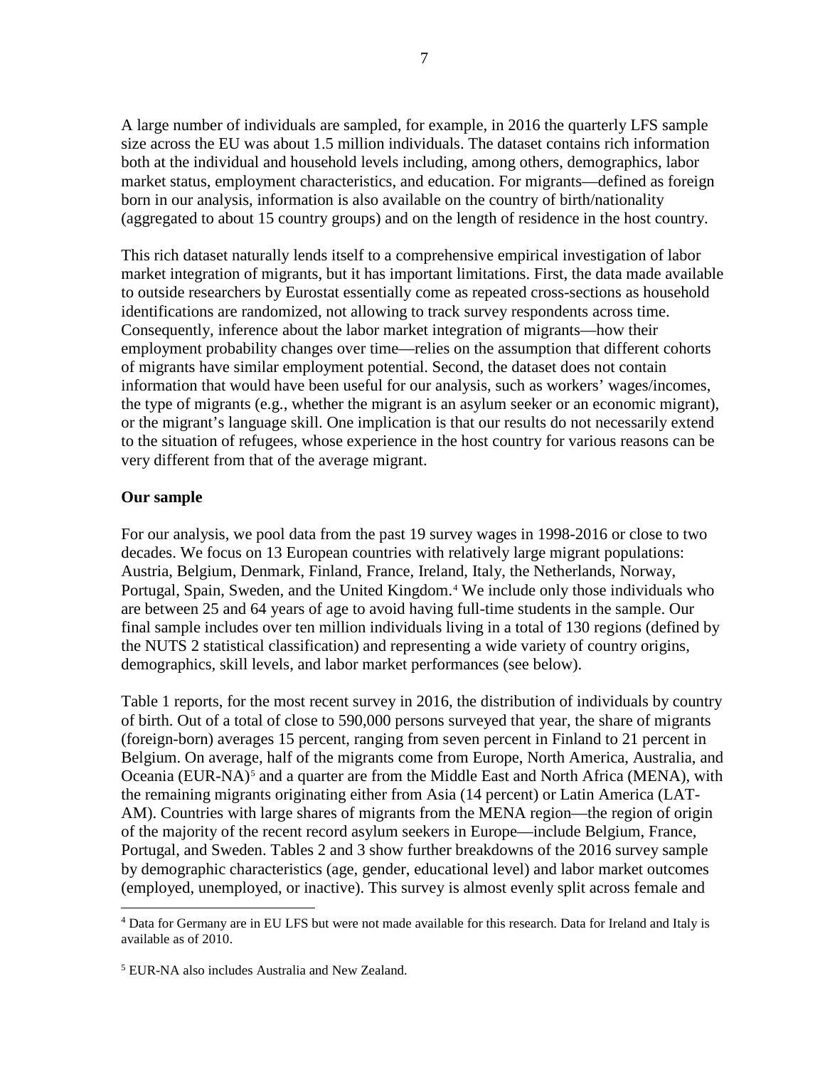A large number of individuals are sampled, for example, in 2016 the quarterly LFS sample size across the EU was about 1.5 million individuals. The dataset contains rich information both at the individual and household levels including, among others, demographics, labor market status, employment characteristics, and education. For migrants—defined as foreign born in our analysis, information is also available on the country of birth/nationality (aggregated to about 15 country groups) and on the length of residence in the host country.

This rich dataset naturally lends itself to a comprehensive empirical investigation of labor market integration of migrants, but it has important limitations. First, the data made available to outside researchers by Eurostat essentially come as repeated cross-sections as household identifications are randomized, not allowing to track survey respondents across time. Consequently, inference about the labor market integration of migrants—how their employment probability changes over time—relies on the assumption that different cohorts of migrants have similar employment potential. Second, the dataset does not contain information that would have been useful for our analysis, such as workers' wages/incomes, the type of migrants (e.g., whether the migrant is an asylum seeker or an economic migrant), or the migrant's language skill. One implication is that our results do not necessarily extend to the situation of refugees, whose experience in the host country for various reasons can be very different from that of the average migrant.

**Our sample**

For our analysis, we pool data from the past 19 survey wages in 1998-2016 or close to two decades. We focus on 13 European countries with relatively large migrant populations: Austria, Belgium, Denmark, Finland, France, Ireland, Italy, the Netherlands, Norway, Portugal, Spain, Sweden, and the United Kingdom.[4] We include only those individuals who are between 25 and 64 years of age to avoid having full-time students in the sample. Our final sample includes over ten million individuals living in a total of 130 regions (defined by the NUTS 2 statistical classification) and representing a wide variety of country origins, demographics, skill levels, and labor market performances (see below).

Table 1 reports, for the most recent survey in 2016, the distribution of individuals by country of birth. Out of a total of close to 590,000 persons surveyed that year, the share of migrants (foreign-born) averages 15 percent, ranging from seven percent in Finland to 21 percent in Belgium. On average, half of the migrants come from Europe, North America, Australia, and Oceania (EUR-NA)[5] and a quarter are from the Middle East and North Africa (MENA), with the remaining migrants originating either from Asia (14 percent) or Latin America (LAT-AM). Countries with large shares of migrants from the MENA region—the region of origin of the majority of the recent record asylum seekers in Europe—include Belgium, France, Portugal, and Sweden. Tables 2 and 3 show further breakdowns of the 2016 survey sample by demographic characteristics (age, gender, educational level) and labor market outcomes (employed, unemployed, or inactive). This survey is almost evenly split across female and

---

[4] Data for Germany are in EU LFS but were not made available for this research. Data for Ireland and Italy is available as of 2010.

[5] EUR-NA also includes Australia and New Zealand.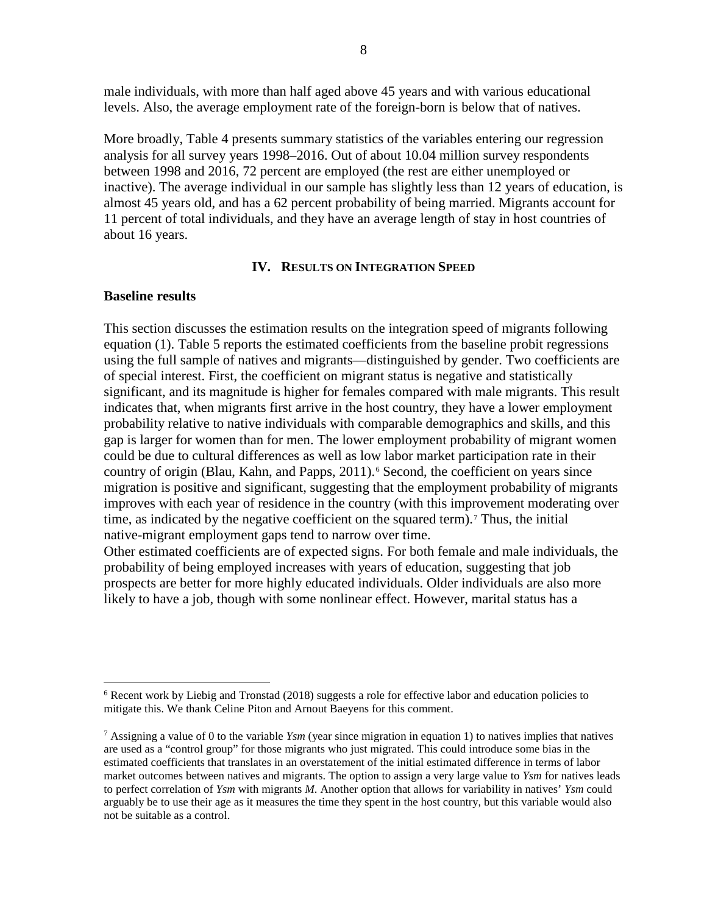male individuals, with more than half aged above 45 years and with various educational levels. Also, the average employment rate of the foreign-born is below that of natives.

More broadly, Table 4 presents summary statistics of the variables entering our regression analysis for all survey years 1998–2016. Out of about 10.04 million survey respondents between 1998 and 2016, 72 percent are employed (the rest are either unemployed or inactive). The average individual in our sample has slightly less than 12 years of education, is almost 45 years old, and has a 62 percent probability of being married. Migrants account for 11 percent of total individuals, and they have an average length of stay in host countries of about 16 years.

## IV. Results on Integration Speed

### Baseline results

This section discusses the estimation results on the integration speed of migrants following equation (1). Table 5 reports the estimated coefficients from the baseline probit regressions using the full sample of natives and migrants—distinguished by gender. Two coefficients are of special interest. First, the coefficient on migrant status is negative and statistically significant, and its magnitude is higher for females compared with male migrants. This result indicates that, when migrants first arrive in the host country, they have a lower employment probability relative to native individuals with comparable demographics and skills, and this gap is larger for women than for men. The lower employment probability of migrant women could be due to cultural differences as well as low labor market participation rate in their country of origin (Blau, Kahn, and Papps, 2011).[6] Second, the coefficient on years since migration is positive and significant, suggesting that the employment probability of migrants improves with each year of residence in the country (with this improvement moderating over time, as indicated by the negative coefficient on the squared term).[7] Thus, the initial native-migrant employment gaps tend to narrow over time.

Other estimated coefficients are of expected signs. For both female and male individuals, the probability of being employed increases with years of education, suggesting that job prospects are better for more highly educated individuals. Older individuals are also more likely to have a job, though with some nonlinear effect. However, marital status has a

---

[6] Recent work by Liebig and Tronstad (2018) suggests a role for effective labor and education policies to mitigate this. We thank Celine Piton and Arnout Baeyens for this comment.

[7] Assigning a value of 0 to the variable *Ysm* (year since migration in equation 1) to natives implies that natives are used as a "control group" for those migrants who just migrated. This could introduce some bias in the estimated coefficients that translates in an overstatement of the initial estimated difference in terms of labor market outcomes between natives and migrants. The option to assign a very large value to *Ysm* for natives leads to perfect correlation of *Ysm* with migrants *M*. Another option that allows for variability in natives' *Ysm* could arguably be to use their age as it measures the time they spent in the host country, but this variable would also not be suitable as a control.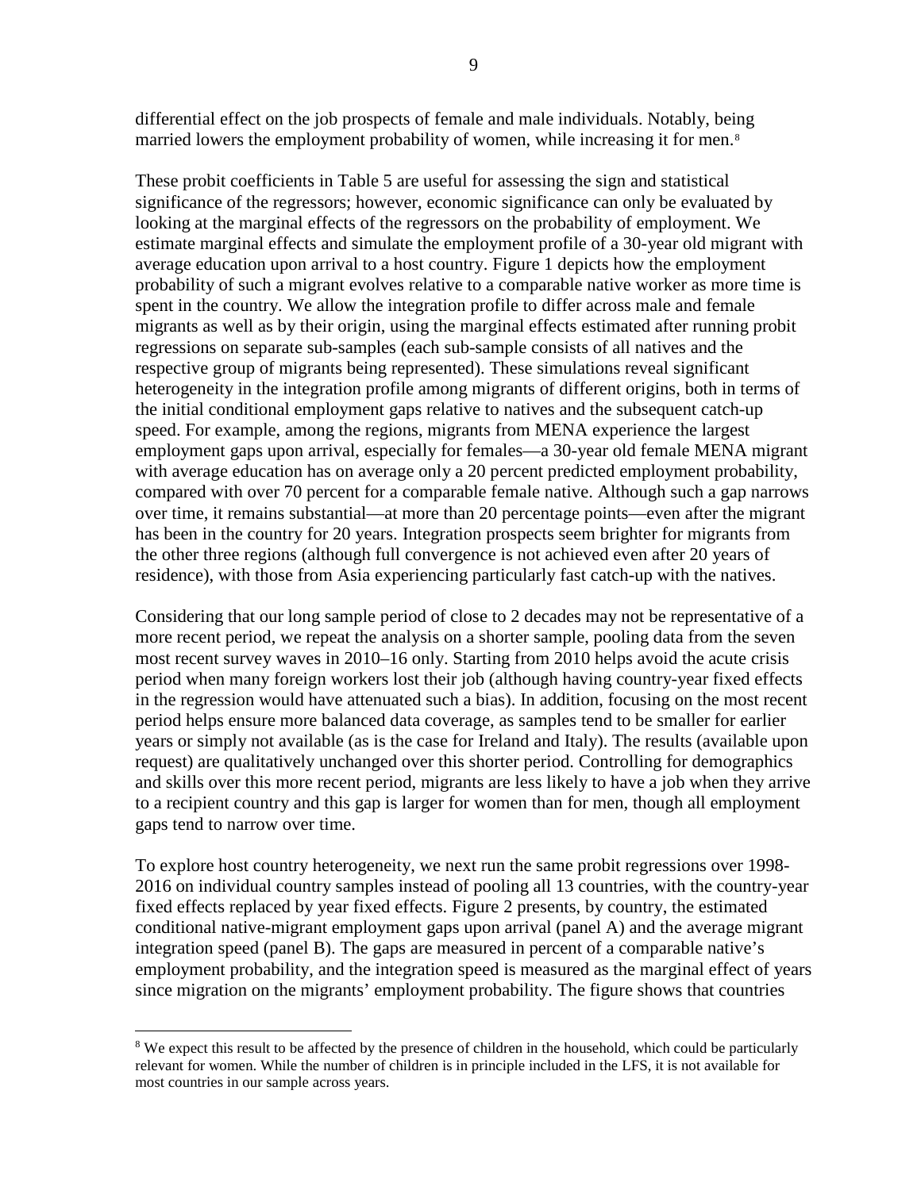differential effect on the job prospects of female and male individuals. Notably, being married lowers the employment probability of women, while increasing it for men.[8]

These probit coefficients in Table 5 are useful for assessing the sign and statistical significance of the regressors; however, economic significance can only be evaluated by looking at the marginal effects of the regressors on the probability of employment. We estimate marginal effects and simulate the employment profile of a 30-year old migrant with average education upon arrival to a host country. Figure 1 depicts how the employment probability of such a migrant evolves relative to a comparable native worker as more time is spent in the country. We allow the integration profile to differ across male and female migrants as well as by their origin, using the marginal effects estimated after running probit regressions on separate sub-samples (each sub-sample consists of all natives and the respective group of migrants being represented). These simulations reveal significant heterogeneity in the integration profile among migrants of different origins, both in terms of the initial conditional employment gaps relative to natives and the subsequent catch-up speed. For example, among the regions, migrants from MENA experience the largest employment gaps upon arrival, especially for females—a 30-year old female MENA migrant with average education has on average only a 20 percent predicted employment probability, compared with over 70 percent for a comparable female native. Although such a gap narrows over time, it remains substantial—at more than 20 percentage points—even after the migrant has been in the country for 20 years. Integration prospects seem brighter for migrants from the other three regions (although full convergence is not achieved even after 20 years of residence), with those from Asia experiencing particularly fast catch-up with the natives.

Considering that our long sample period of close to 2 decades may not be representative of a more recent period, we repeat the analysis on a shorter sample, pooling data from the seven most recent survey waves in 2010–16 only. Starting from 2010 helps avoid the acute crisis period when many foreign workers lost their job (although having country-year fixed effects in the regression would have attenuated such a bias). In addition, focusing on the most recent period helps ensure more balanced data coverage, as samples tend to be smaller for earlier years or simply not available (as is the case for Ireland and Italy). The results (available upon request) are qualitatively unchanged over this shorter period. Controlling for demographics and skills over this more recent period, migrants are less likely to have a job when they arrive to a recipient country and this gap is larger for women than for men, though all employment gaps tend to narrow over time.

To explore host country heterogeneity, we next run the same probit regressions over 1998-2016 on individual country samples instead of pooling all 13 countries, with the country-year fixed effects replaced by year fixed effects. Figure 2 presents, by country, the estimated conditional native-migrant employment gaps upon arrival (panel A) and the average migrant integration speed (panel B). The gaps are measured in percent of a comparable native's employment probability, and the integration speed is measured as the marginal effect of years since migration on the migrants' employment probability. The figure shows that countries

[8] We expect this result to be affected by the presence of children in the household, which could be particularly relevant for women. While the number of children is in principle included in the LFS, it is not available for most countries in our sample across years.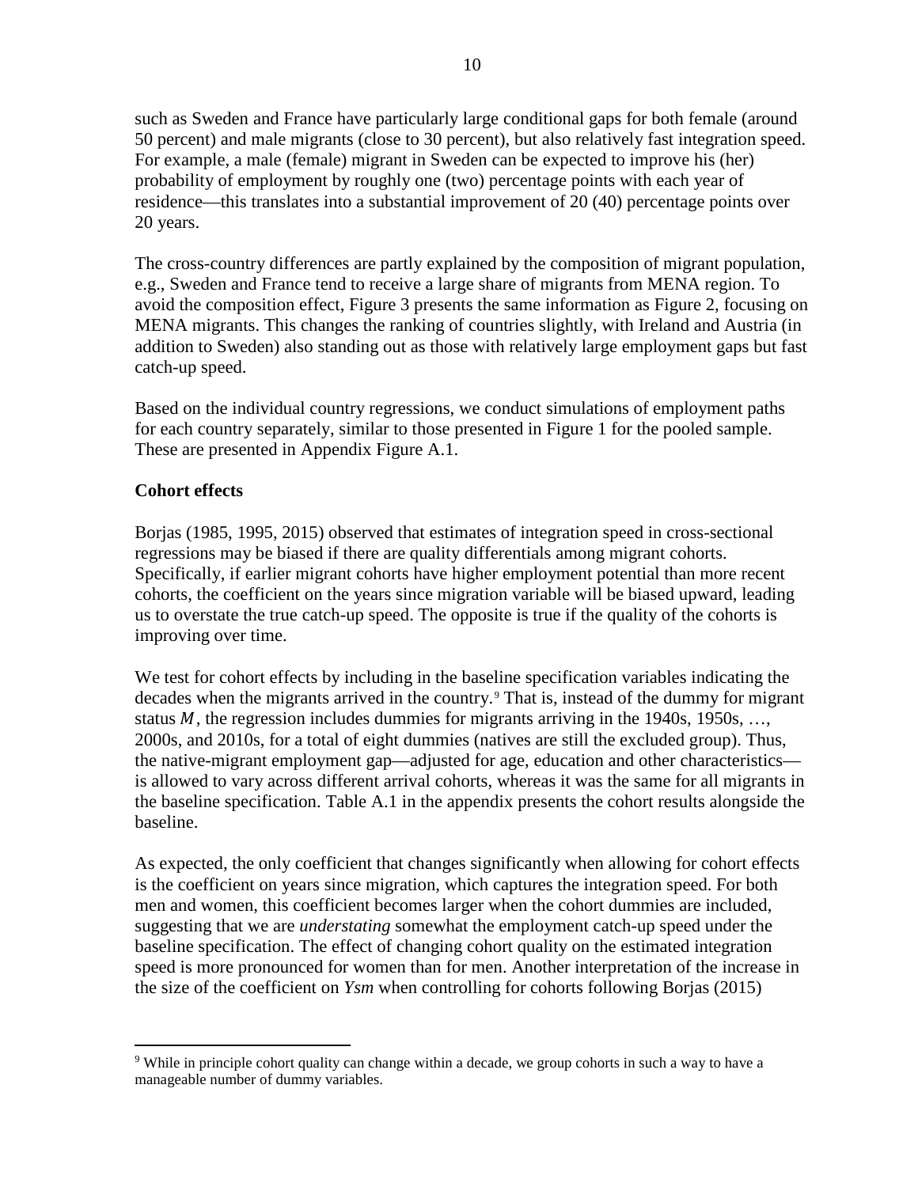such as Sweden and France have particularly large conditional gaps for both female (around 50 percent) and male migrants (close to 30 percent), but also relatively fast integration speed. For example, a male (female) migrant in Sweden can be expected to improve his (her) probability of employment by roughly one (two) percentage points with each year of residence—this translates into a substantial improvement of 20 (40) percentage points over 20 years.

The cross-country differences are partly explained by the composition of migrant population, e.g., Sweden and France tend to receive a large share of migrants from MENA region. To avoid the composition effect, Figure 3 presents the same information as Figure 2, focusing on MENA migrants. This changes the ranking of countries slightly, with Ireland and Austria (in addition to Sweden) also standing out as those with relatively large employment gaps but fast catch-up speed.

Based on the individual country regressions, we conduct simulations of employment paths for each country separately, similar to those presented in Figure 1 for the pooled sample. These are presented in Appendix Figure A.1.

### Cohort effects

Borjas (1985, 1995, 2015) observed that estimates of integration speed in cross-sectional regressions may be biased if there are quality differentials among migrant cohorts. Specifically, if earlier migrant cohorts have higher employment potential than more recent cohorts, the coefficient on the years since migration variable will be biased upward, leading us to overstate the true catch-up speed. The opposite is true if the quality of the cohorts is improving over time.

We test for cohort effects by including in the baseline specification variables indicating the decades when the migrants arrived in the country.[9] That is, instead of the dummy for migrant status $M$, the regression includes dummies for migrants arriving in the 1940s, 1950s, …, 2000s, and 2010s, for a total of eight dummies (natives are still the excluded group). Thus, the native-migrant employment gap—adjusted for age, education and other characteristics—is allowed to vary across different arrival cohorts, whereas it was the same for all migrants in the baseline specification. Table A.1 in the appendix presents the cohort results alongside the baseline.

As expected, the only coefficient that changes significantly when allowing for cohort effects is the coefficient on years since migration, which captures the integration speed. For both men and women, this coefficient becomes larger when the cohort dummies are included, suggesting that we are *understating* somewhat the employment catch-up speed under the baseline specification. The effect of changing cohort quality on the estimated integration speed is more pronounced for women than for men. Another interpretation of the increase in the size of the coefficient on *Ysm* when controlling for cohorts following Borjas (2015)

[9] While in principle cohort quality can change within a decade, we group cohorts in such a way to have a manageable number of dummy variables.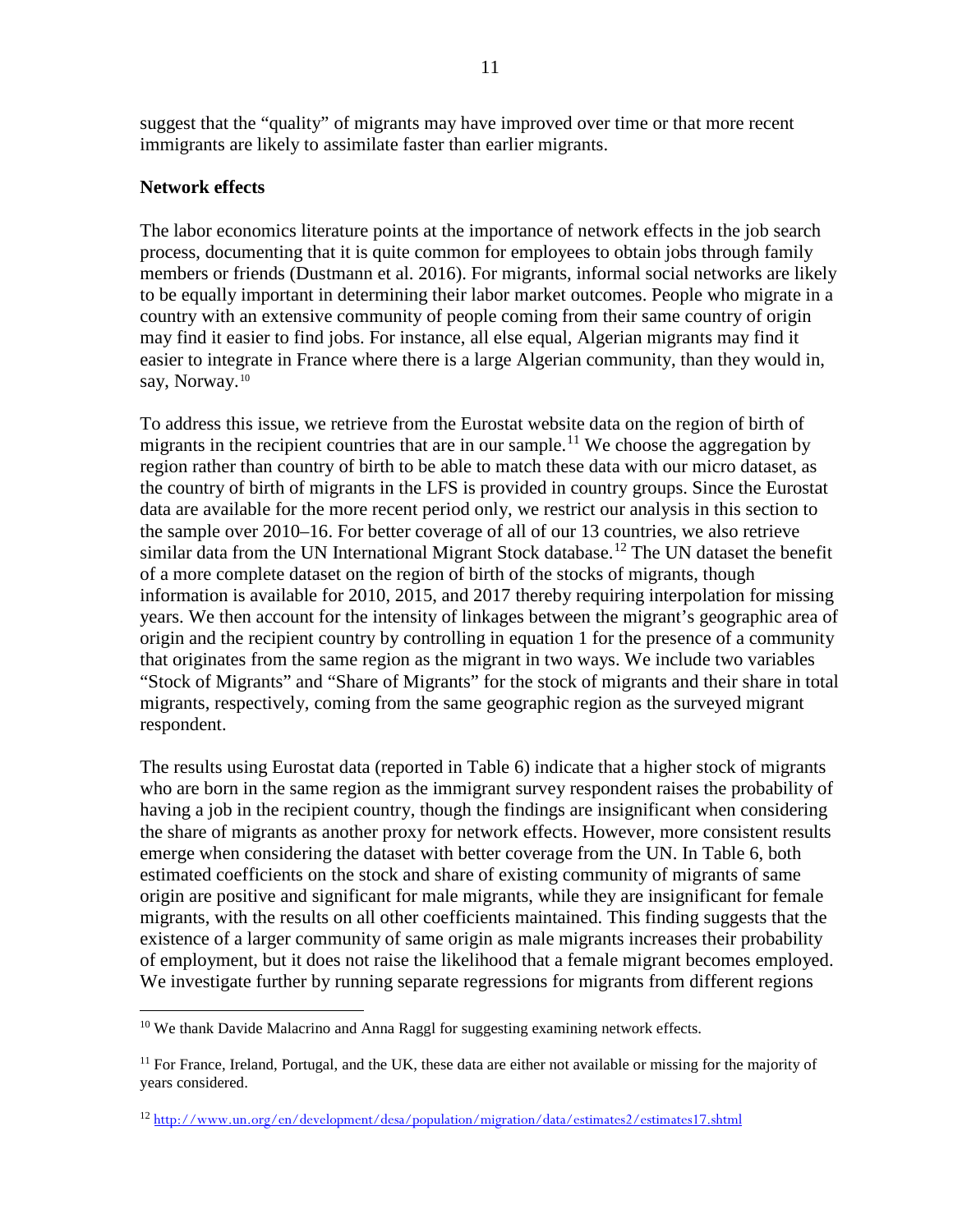suggest that the "quality" of migrants may have improved over time or that more recent immigrants are likely to assimilate faster than earlier migrants.

**Network effects**

The labor economics literature points at the importance of network effects in the job search process, documenting that it is quite common for employees to obtain jobs through family members or friends (Dustmann et al. 2016). For migrants, informal social networks are likely to be equally important in determining their labor market outcomes. People who migrate in a country with an extensive community of people coming from their same country of origin may find it easier to find jobs. For instance, all else equal, Algerian migrants may find it easier to integrate in France where there is a large Algerian community, than they would in, say, Norway.[10]

To address this issue, we retrieve from the Eurostat website data on the region of birth of migrants in the recipient countries that are in our sample.[11] We choose the aggregation by region rather than country of birth to be able to match these data with our micro dataset, as the country of birth of migrants in the LFS is provided in country groups. Since the Eurostat data are available for the more recent period only, we restrict our analysis in this section to the sample over 2010–16. For better coverage of all of our 13 countries, we also retrieve similar data from the UN International Migrant Stock database.[12] The UN dataset the benefit of a more complete dataset on the region of birth of the stocks of migrants, though information is available for 2010, 2015, and 2017 thereby requiring interpolation for missing years. We then account for the intensity of linkages between the migrant's geographic area of origin and the recipient country by controlling in equation 1 for the presence of a community that originates from the same region as the migrant in two ways. We include two variables "Stock of Migrants" and "Share of Migrants" for the stock of migrants and their share in total migrants, respectively, coming from the same geographic region as the surveyed migrant respondent.

The results using Eurostat data (reported in Table 6) indicate that a higher stock of migrants who are born in the same region as the immigrant survey respondent raises the probability of having a job in the recipient country, though the findings are insignificant when considering the share of migrants as another proxy for network effects. However, more consistent results emerge when considering the dataset with better coverage from the UN. In Table 6, both estimated coefficients on the stock and share of existing community of migrants of same origin are positive and significant for male migrants, while they are insignificant for female migrants, with the results on all other coefficients maintained. This finding suggests that the existence of a larger community of same origin as male migrants increases their probability of employment, but it does not raise the likelihood that a female migrant becomes employed. We investigate further by running separate regressions for migrants from different regions

---

[10] We thank Davide Malacrino and Anna Raggl for suggesting examining network effects.

[11] For France, Ireland, Portugal, and the UK, these data are either not available or missing for the majority of years considered.

[12] http://www.un.org/en/development/desa/population/migration/data/estimates2/estimates17.shtml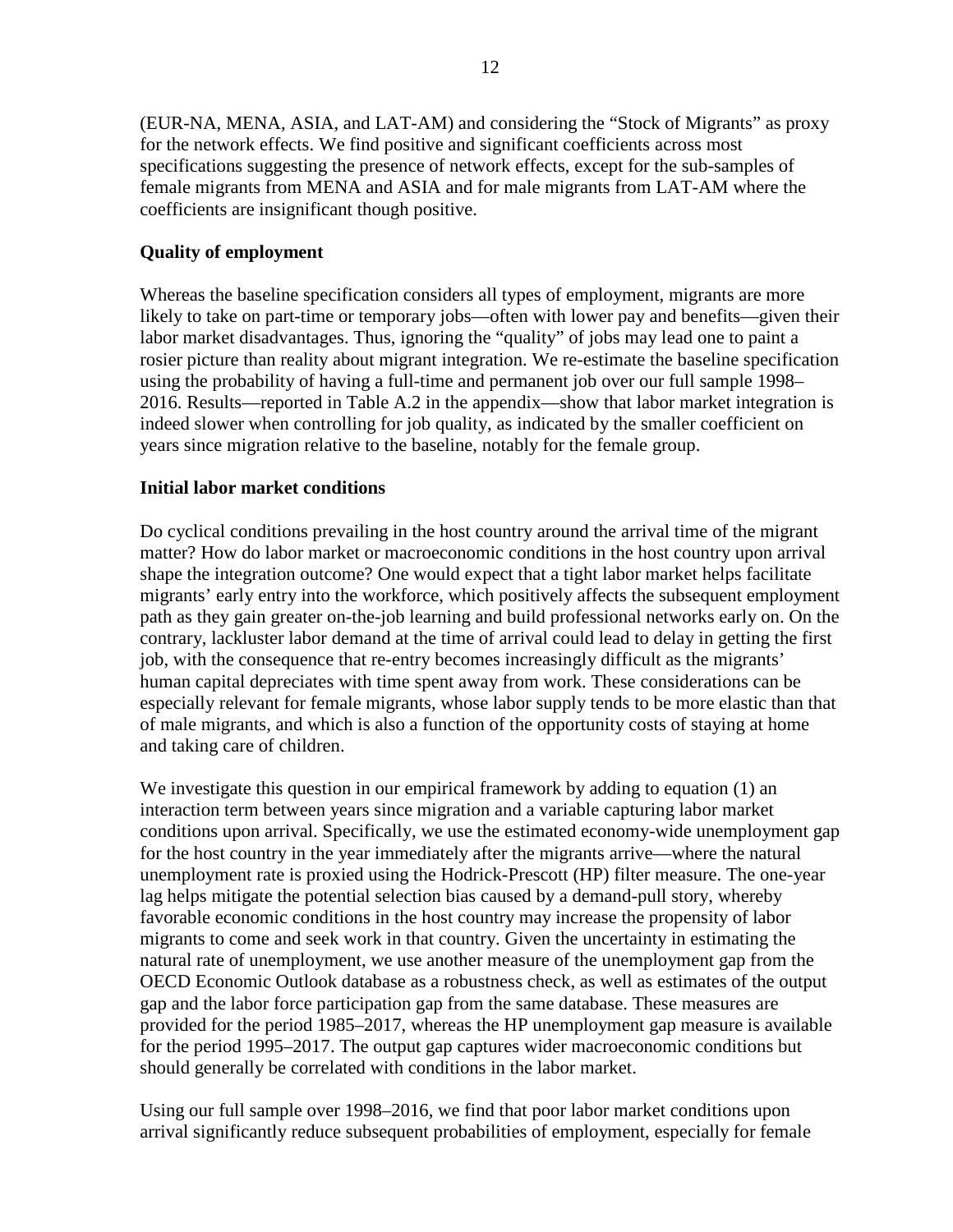(EUR-NA, MENA, ASIA, and LAT-AM) and considering the "Stock of Migrants" as proxy for the network effects. We find positive and significant coefficients across most specifications suggesting the presence of network effects, except for the sub-samples of female migrants from MENA and ASIA and for male migrants from LAT-AM where the coefficients are insignificant though positive.

**Quality of employment**

Whereas the baseline specification considers all types of employment, migrants are more likely to take on part-time or temporary jobs—often with lower pay and benefits—given their labor market disadvantages. Thus, ignoring the "quality" of jobs may lead one to paint a rosier picture than reality about migrant integration. We re-estimate the baseline specification using the probability of having a full-time and permanent job over our full sample 1998–2016. Results—reported in Table A.2 in the appendix—show that labor market integration is indeed slower when controlling for job quality, as indicated by the smaller coefficient on years since migration relative to the baseline, notably for the female group.

**Initial labor market conditions**

Do cyclical conditions prevailing in the host country around the arrival time of the migrant matter? How do labor market or macroeconomic conditions in the host country upon arrival shape the integration outcome? One would expect that a tight labor market helps facilitate migrants' early entry into the workforce, which positively affects the subsequent employment path as they gain greater on-the-job learning and build professional networks early on. On the contrary, lackluster labor demand at the time of arrival could lead to delay in getting the first job, with the consequence that re-entry becomes increasingly difficult as the migrants' human capital depreciates with time spent away from work. These considerations can be especially relevant for female migrants, whose labor supply tends to be more elastic than that of male migrants, and which is also a function of the opportunity costs of staying at home and taking care of children.

We investigate this question in our empirical framework by adding to equation (1) an interaction term between years since migration and a variable capturing labor market conditions upon arrival. Specifically, we use the estimated economy-wide unemployment gap for the host country in the year immediately after the migrants arrive—where the natural unemployment rate is proxied using the Hodrick-Prescott (HP) filter measure. The one-year lag helps mitigate the potential selection bias caused by a demand-pull story, whereby favorable economic conditions in the host country may increase the propensity of labor migrants to come and seek work in that country. Given the uncertainty in estimating the natural rate of unemployment, we use another measure of the unemployment gap from the OECD Economic Outlook database as a robustness check, as well as estimates of the output gap and the labor force participation gap from the same database. These measures are provided for the period 1985–2017, whereas the HP unemployment gap measure is available for the period 1995–2017. The output gap captures wider macroeconomic conditions but should generally be correlated with conditions in the labor market.

Using our full sample over 1998–2016, we find that poor labor market conditions upon arrival significantly reduce subsequent probabilities of employment, especially for female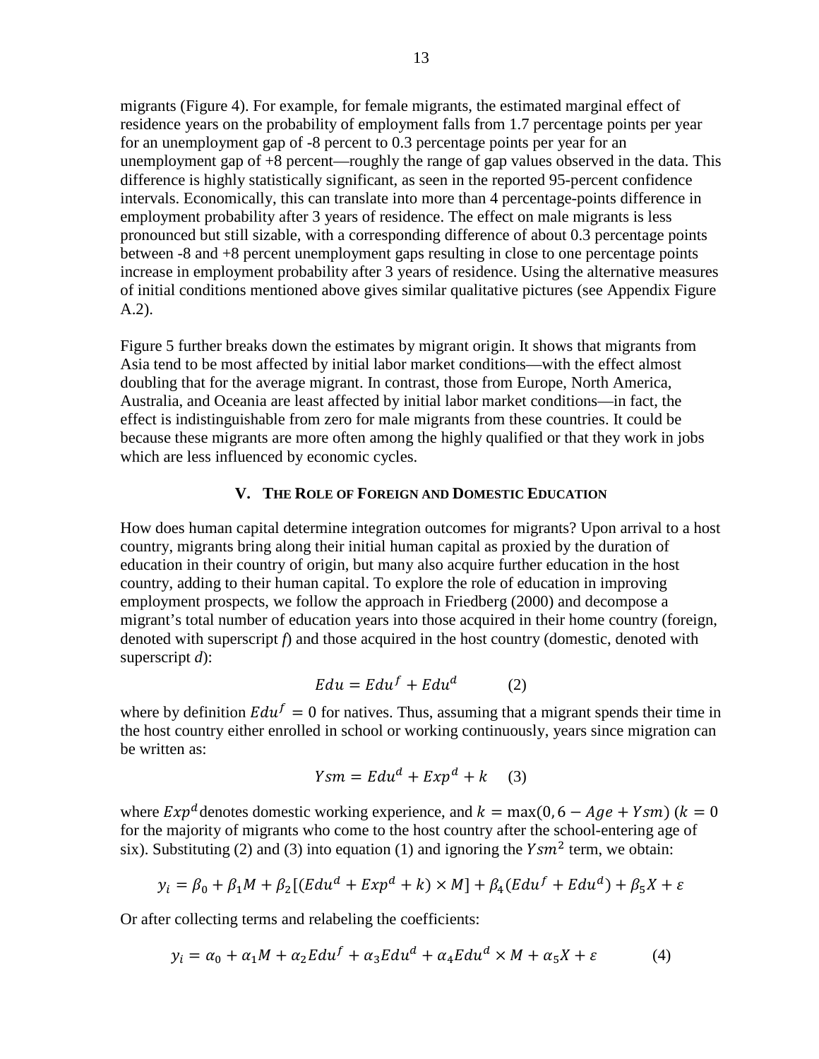migrants (Figure 4). For example, for female migrants, the estimated marginal effect of residence years on the probability of employment falls from 1.7 percentage points per year for an unemployment gap of -8 percent to 0.3 percentage points per year for an unemployment gap of +8 percent—roughly the range of gap values observed in the data. This difference is highly statistically significant, as seen in the reported 95-percent confidence intervals. Economically, this can translate into more than 4 percentage-points difference in employment probability after 3 years of residence. The effect on male migrants is less pronounced but still sizable, with a corresponding difference of about 0.3 percentage points between -8 and +8 percent unemployment gaps resulting in close to one percentage points increase in employment probability after 3 years of residence. Using the alternative measures of initial conditions mentioned above gives similar qualitative pictures (see Appendix Figure A.2).

Figure 5 further breaks down the estimates by migrant origin. It shows that migrants from Asia tend to be most affected by initial labor market conditions—with the effect almost doubling that for the average migrant. In contrast, those from Europe, North America, Australia, and Oceania are least affected by initial labor market conditions—in fact, the effect is indistinguishable from zero for male migrants from these countries. It could be because these migrants are more often among the highly qualified or that they work in jobs which are less influenced by economic cycles.

## V. The Role of Foreign and Domestic Education

How does human capital determine integration outcomes for migrants? Upon arrival to a host country, migrants bring along their initial human capital as proxied by the duration of education in their country of origin, but many also acquire further education in the host country, adding to their human capital. To explore the role of education in improving employment prospects, we follow the approach in Friedberg (2000) and decompose a migrant's total number of education years into those acquired in their home country (foreign, denoted with superscript *f*) and those acquired in the host country (domestic, denoted with superscript *d*):

$$Edu = Edu^f + Edu^d \qquad (2)$$

where by definition $Edu^f = 0$ for natives. Thus, assuming that a migrant spends their time in the host country either enrolled in school or working continuously, years since migration can be written as:

$$Ysm = Edu^d + Exp^d + k \qquad (3)$$

where $Exp^d$ denotes domestic working experience, and $k = \max(0, 6 - Age + Ysm)$ ($k = 0$ for the majority of migrants who come to the host country after the school-entering age of six). Substituting (2) and (3) into equation (1) and ignoring the $Ysm^2$ term, we obtain:

$$y_i = \beta_0 + \beta_1 M + \beta_2[(Edu^d + Exp^d + k) \times M] + \beta_4(Edu^f + Edu^d) + \beta_5 X + \varepsilon$$

Or after collecting terms and relabeling the coefficients:

$$y_i = \alpha_0 + \alpha_1 M + \alpha_2 Edu^f + \alpha_3 Edu^d + \alpha_4 Edu^d \times M + \alpha_5 X + \varepsilon \qquad (4)$$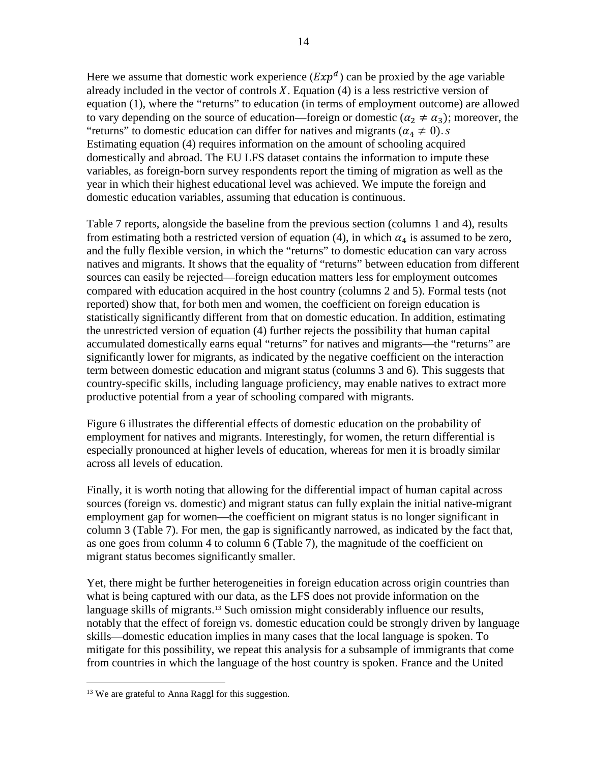Here we assume that domestic work experience ($Exp^d$) can be proxied by the age variable already included in the vector of controls $X$. Equation (4) is a less restrictive version of equation (1), where the "returns" to education (in terms of employment outcome) are allowed to vary depending on the source of education—foreign or domestic ($\alpha_2 \neq \alpha_3$); moreover, the "returns" to domestic education can differ for natives and migrants ($\alpha_4 \neq 0$). $s$ Estimating equation (4) requires information on the amount of schooling acquired domestically and abroad. The EU LFS dataset contains the information to impute these variables, as foreign-born survey respondents report the timing of migration as well as the year in which their highest educational level was achieved. We impute the foreign and domestic education variables, assuming that education is continuous.

Table 7 reports, alongside the baseline from the previous section (columns 1 and 4), results from estimating both a restricted version of equation (4), in which $\alpha_4$ is assumed to be zero, and the fully flexible version, in which the "returns" to domestic education can vary across natives and migrants. It shows that the equality of "returns" between education from different sources can easily be rejected—foreign education matters less for employment outcomes compared with education acquired in the host country (columns 2 and 5). Formal tests (not reported) show that, for both men and women, the coefficient on foreign education is statistically significantly different from that on domestic education. In addition, estimating the unrestricted version of equation (4) further rejects the possibility that human capital accumulated domestically earns equal "returns" for natives and migrants—the "returns" are significantly lower for migrants, as indicated by the negative coefficient on the interaction term between domestic education and migrant status (columns 3 and 6). This suggests that country-specific skills, including language proficiency, may enable natives to extract more productive potential from a year of schooling compared with migrants.

Figure 6 illustrates the differential effects of domestic education on the probability of employment for natives and migrants. Interestingly, for women, the return differential is especially pronounced at higher levels of education, whereas for men it is broadly similar across all levels of education.

Finally, it is worth noting that allowing for the differential impact of human capital across sources (foreign vs. domestic) and migrant status can fully explain the initial native-migrant employment gap for women—the coefficient on migrant status is no longer significant in column 3 (Table 7). For men, the gap is significantly narrowed, as indicated by the fact that, as one goes from column 4 to column 6 (Table 7), the magnitude of the coefficient on migrant status becomes significantly smaller.

Yet, there might be further heterogeneities in foreign education across origin countries than what is being captured with our data, as the LFS does not provide information on the language skills of migrants.[13] Such omission might considerably influence our results, notably that the effect of foreign vs. domestic education could be strongly driven by language skills—domestic education implies in many cases that the local language is spoken. To mitigate for this possibility, we repeat this analysis for a subsample of immigrants that come from countries in which the language of the host country is spoken. France and the United

[13] We are grateful to Anna Raggl for this suggestion.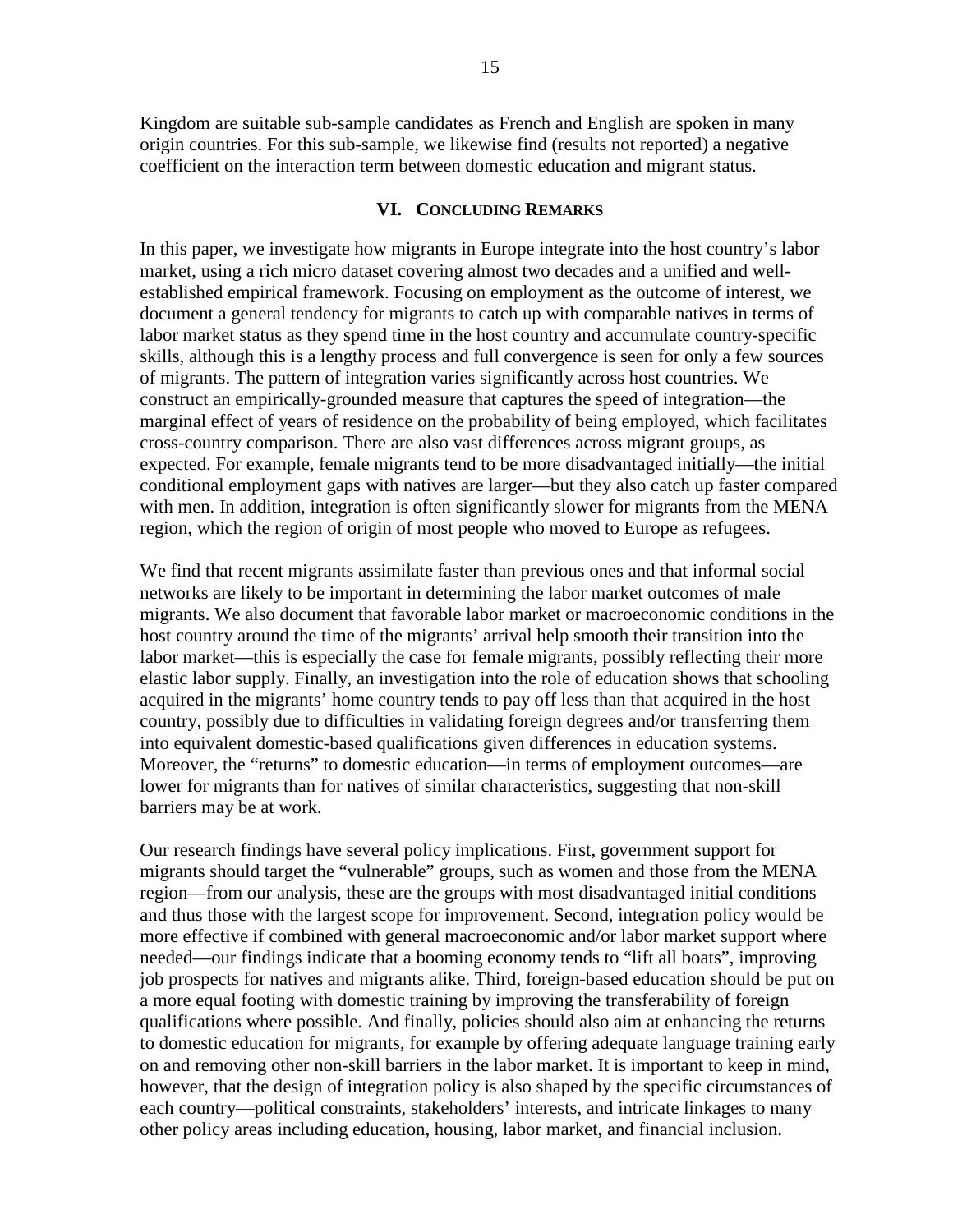Kingdom are suitable sub-sample candidates as French and English are spoken in many origin countries. For this sub-sample, we likewise find (results not reported) a negative coefficient on the interaction term between domestic education and migrant status.

## VI. Concluding Remarks

In this paper, we investigate how migrants in Europe integrate into the host country's labor market, using a rich micro dataset covering almost two decades and a unified and well-established empirical framework. Focusing on employment as the outcome of interest, we document a general tendency for migrants to catch up with comparable natives in terms of labor market status as they spend time in the host country and accumulate country-specific skills, although this is a lengthy process and full convergence is seen for only a few sources of migrants. The pattern of integration varies significantly across host countries. We construct an empirically-grounded measure that captures the speed of integration—the marginal effect of years of residence on the probability of being employed, which facilitates cross-country comparison. There are also vast differences across migrant groups, as expected. For example, female migrants tend to be more disadvantaged initially—the initial conditional employment gaps with natives are larger—but they also catch up faster compared with men. In addition, integration is often significantly slower for migrants from the MENA region, which the region of origin of most people who moved to Europe as refugees.

We find that recent migrants assimilate faster than previous ones and that informal social networks are likely to be important in determining the labor market outcomes of male migrants. We also document that favorable labor market or macroeconomic conditions in the host country around the time of the migrants' arrival help smooth their transition into the labor market—this is especially the case for female migrants, possibly reflecting their more elastic labor supply. Finally, an investigation into the role of education shows that schooling acquired in the migrants' home country tends to pay off less than that acquired in the host country, possibly due to difficulties in validating foreign degrees and/or transferring them into equivalent domestic-based qualifications given differences in education systems. Moreover, the "returns" to domestic education—in terms of employment outcomes—are lower for migrants than for natives of similar characteristics, suggesting that non-skill barriers may be at work.

Our research findings have several policy implications. First, government support for migrants should target the "vulnerable" groups, such as women and those from the MENA region—from our analysis, these are the groups with most disadvantaged initial conditions and thus those with the largest scope for improvement. Second, integration policy would be more effective if combined with general macroeconomic and/or labor market support where needed—our findings indicate that a booming economy tends to "lift all boats", improving job prospects for natives and migrants alike. Third, foreign-based education should be put on a more equal footing with domestic training by improving the transferability of foreign qualifications where possible. And finally, policies should also aim at enhancing the returns to domestic education for migrants, for example by offering adequate language training early on and removing other non-skill barriers in the labor market. It is important to keep in mind, however, that the design of integration policy is also shaped by the specific circumstances of each country—political constraints, stakeholders' interests, and intricate linkages to many other policy areas including education, housing, labor market, and financial inclusion.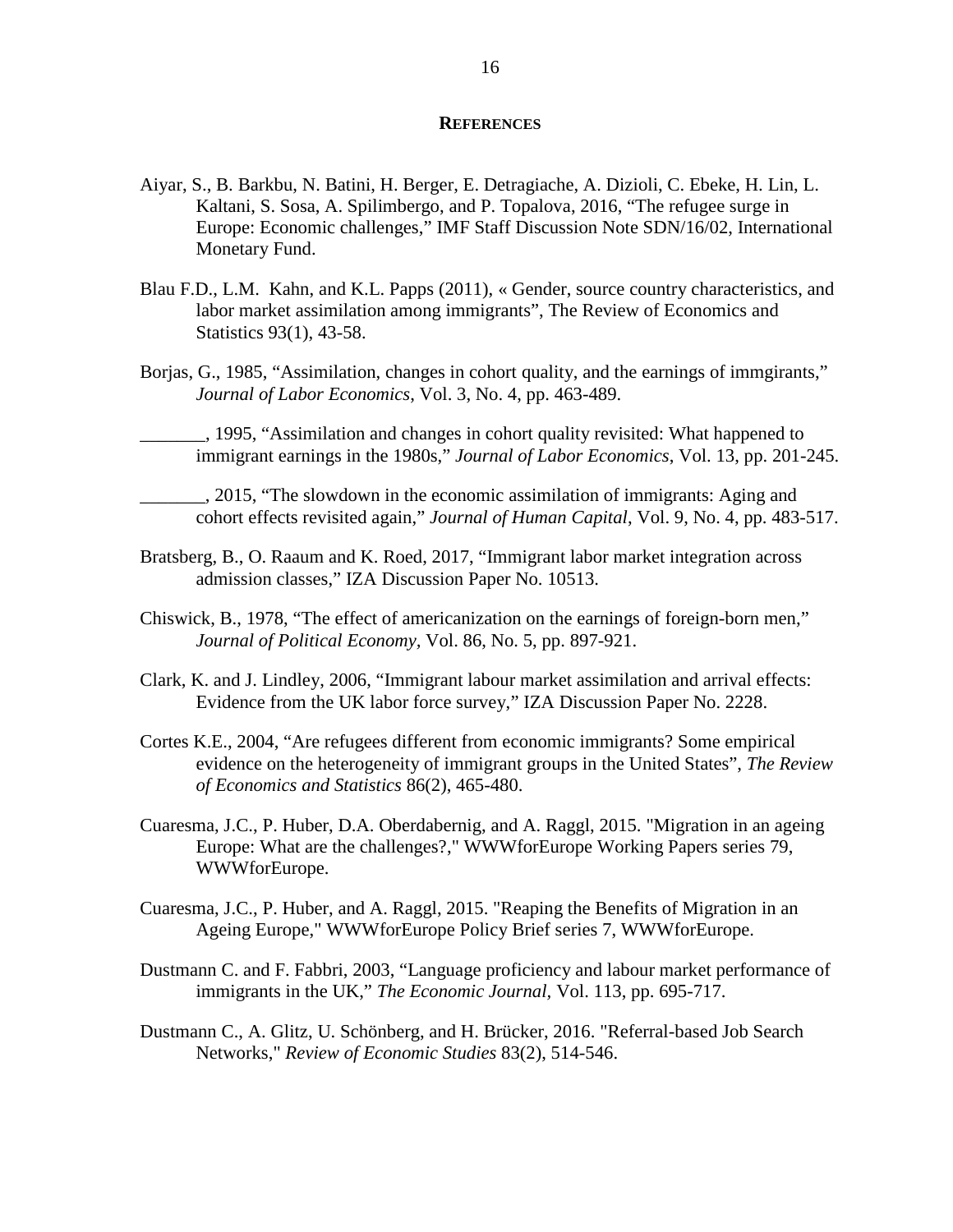## REFERENCES

Aiyar, S., B. Barkbu, N. Batini, H. Berger, E. Detragiache, A. Dizioli, C. Ebeke, H. Lin, L. Kaltani, S. Sosa, A. Spilimbergo, and P. Topalova, 2016, "The refugee surge in Europe: Economic challenges," IMF Staff Discussion Note SDN/16/02, International Monetary Fund.

Blau F.D., L.M. Kahn, and K.L. Papps (2011), « Gender, source country characteristics, and labor market assimilation among immigrants", The Review of Economics and Statistics 93(1), 43-58.

Borjas, G., 1985, "Assimilation, changes in cohort quality, and the earnings of immgirants," *Journal of Labor Economics*, Vol. 3, No. 4, pp. 463-489.

_______, 1995, "Assimilation and changes in cohort quality revisited: What happened to immigrant earnings in the 1980s," *Journal of Labor Economics*, Vol. 13, pp. 201-245.

_______, 2015, "The slowdown in the economic assimilation of immigrants: Aging and cohort effects revisited again," *Journal of Human Capital*, Vol. 9, No. 4, pp. 483-517.

Bratsberg, B., O. Raaum and K. Roed, 2017, "Immigrant labor market integration across admission classes," IZA Discussion Paper No. 10513.

Chiswick, B., 1978, "The effect of americanization on the earnings of foreign-born men," *Journal of Political Economy,* Vol. 86, No. 5, pp. 897-921.

Clark, K. and J. Lindley, 2006, "Immigrant labour market assimilation and arrival effects: Evidence from the UK labor force survey," IZA Discussion Paper No. 2228.

Cortes K.E., 2004, "Are refugees different from economic immigrants? Some empirical evidence on the heterogeneity of immigrant groups in the United States", *The Review of Economics and Statistics* 86(2), 465-480.

Cuaresma, J.C., P. Huber, D.A. Oberdabernig, and A. Raggl, 2015. "Migration in an ageing Europe: What are the challenges?," WWWforEurope Working Papers series 79, WWWforEurope.

Cuaresma, J.C., P. Huber, and A. Raggl, 2015. "Reaping the Benefits of Migration in an Ageing Europe," WWWforEurope Policy Brief series 7, WWWforEurope.

Dustmann C. and F. Fabbri, 2003, "Language proficiency and labour market performance of immigrants in the UK," *The Economic Journal,* Vol. 113, pp. 695-717.

Dustmann C., A. Glitz, U. Schönberg, and H. Brücker, 2016. "Referral-based Job Search Networks," *Review of Economic Studies* 83(2), 514-546.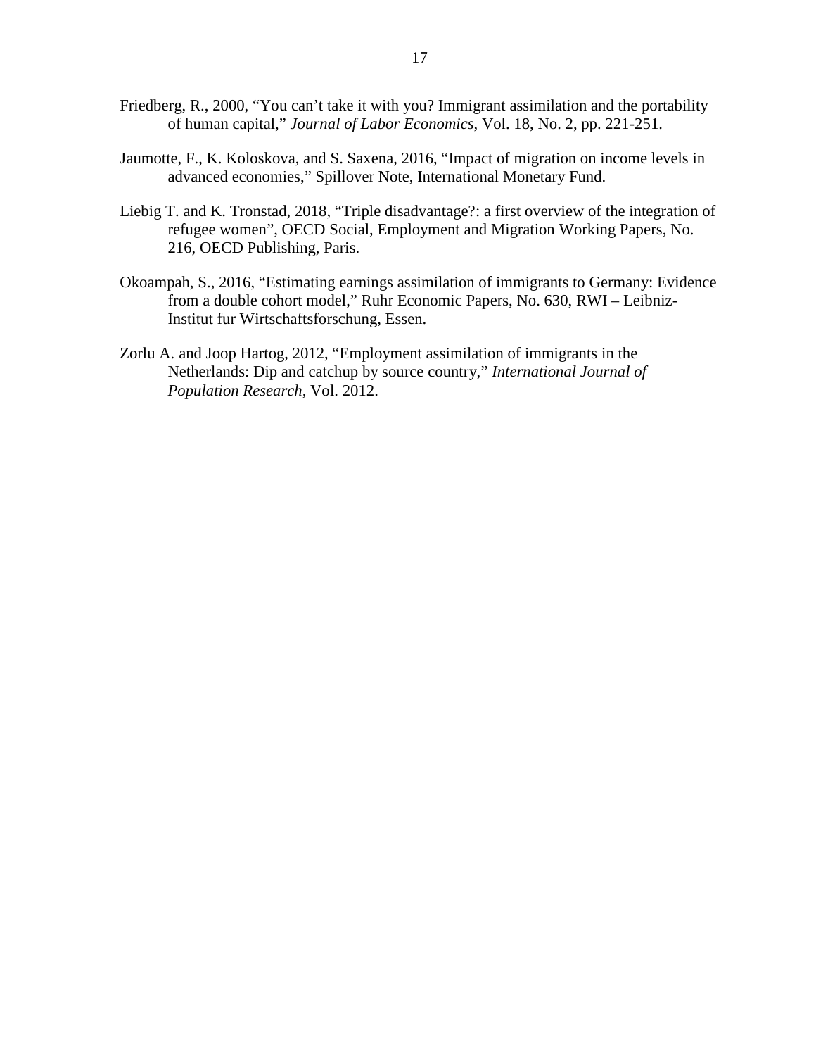Friedberg, R., 2000, "You can't take it with you? Immigrant assimilation and the portability of human capital," *Journal of Labor Economics*, Vol. 18, No. 2, pp. 221-251.

Jaumotte, F., K. Koloskova, and S. Saxena, 2016, "Impact of migration on income levels in advanced economies," Spillover Note, International Monetary Fund.

Liebig T. and K. Tronstad, 2018, "Triple disadvantage?: a first overview of the integration of refugee women", OECD Social, Employment and Migration Working Papers, No. 216, OECD Publishing, Paris.

Okoampah, S., 2016, "Estimating earnings assimilation of immigrants to Germany: Evidence from a double cohort model," Ruhr Economic Papers, No. 630, RWI – Leibniz-Institut fur Wirtschaftsforschung, Essen.

Zorlu A. and Joop Hartog, 2012, "Employment assimilation of immigrants in the Netherlands: Dip and catchup by source country," *International Journal of Population Research*, Vol. 2012.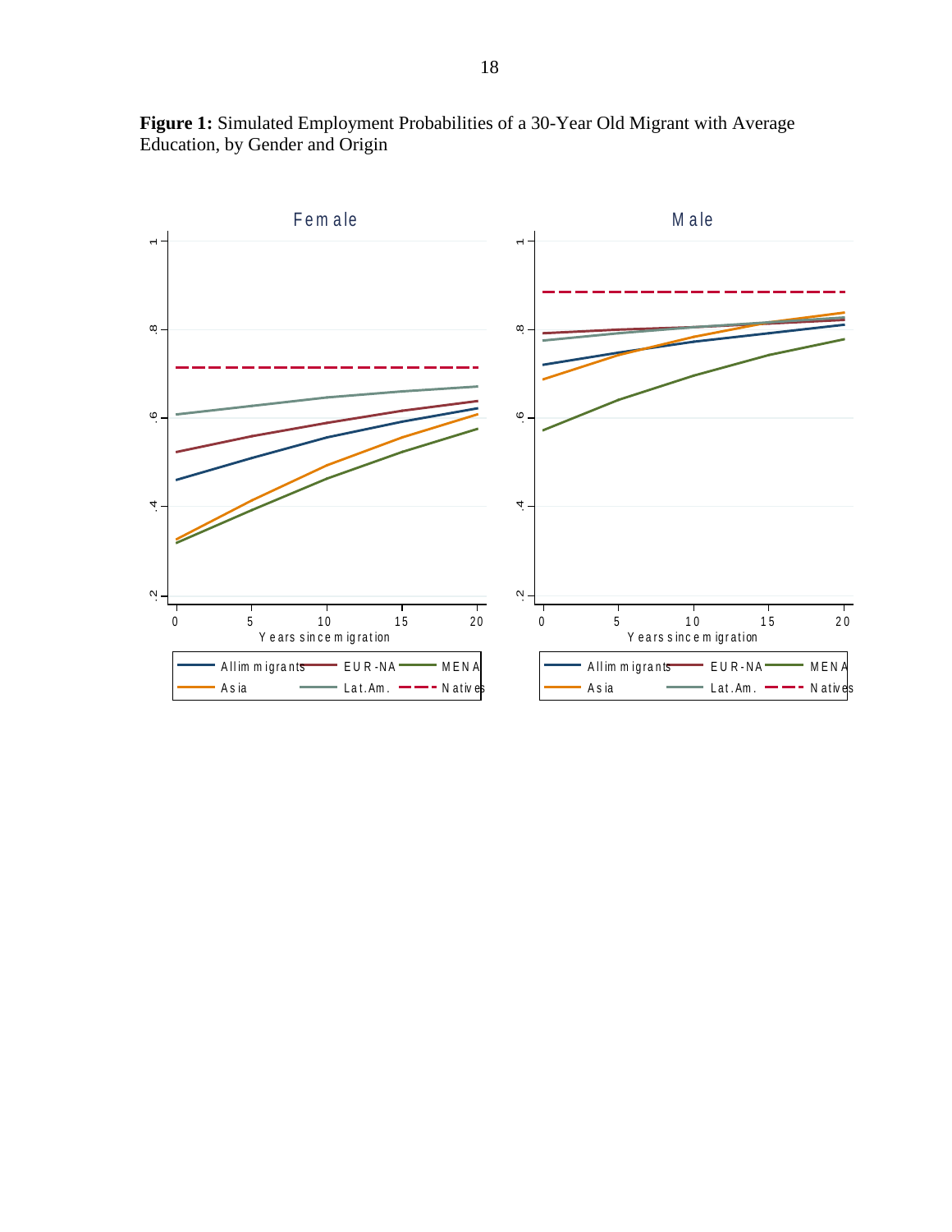**Figure 1:** Simulated Employment Probabilities of a 30-Year Old Migrant with Average Education, by Gender and Origin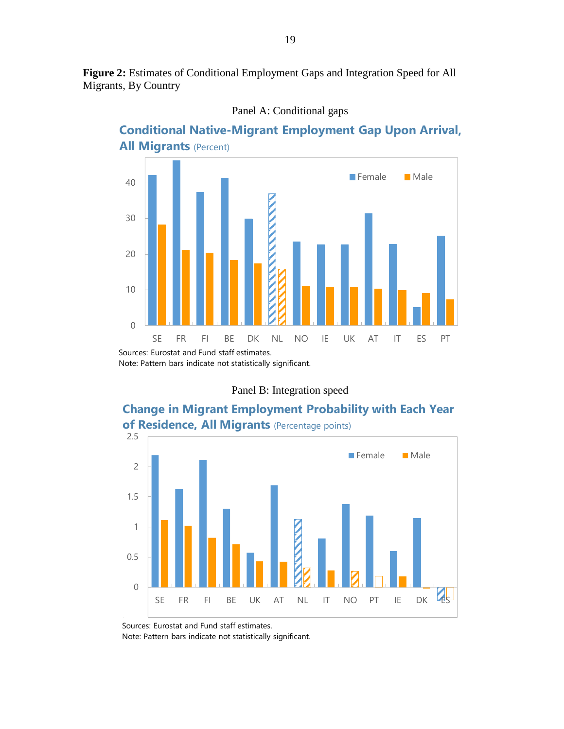**Figure 2:** Estimates of Conditional Employment Gaps and Integration Speed for All Migrants, By Country

Panel A: Conditional gaps

**Conditional Native-Migrant Employment Gap Upon Arrival, All Migrants** (Percent)

Sources: Eurostat and Fund staff estimates.
Note: Pattern bars indicate not statistically significant.

Panel B: Integration speed

**Change in Migrant Employment Probability with Each Year of Residence, All Migrants** (Percentage points)

Sources: Eurostat and Fund staff estimates.
Note: Pattern bars indicate not statistically significant.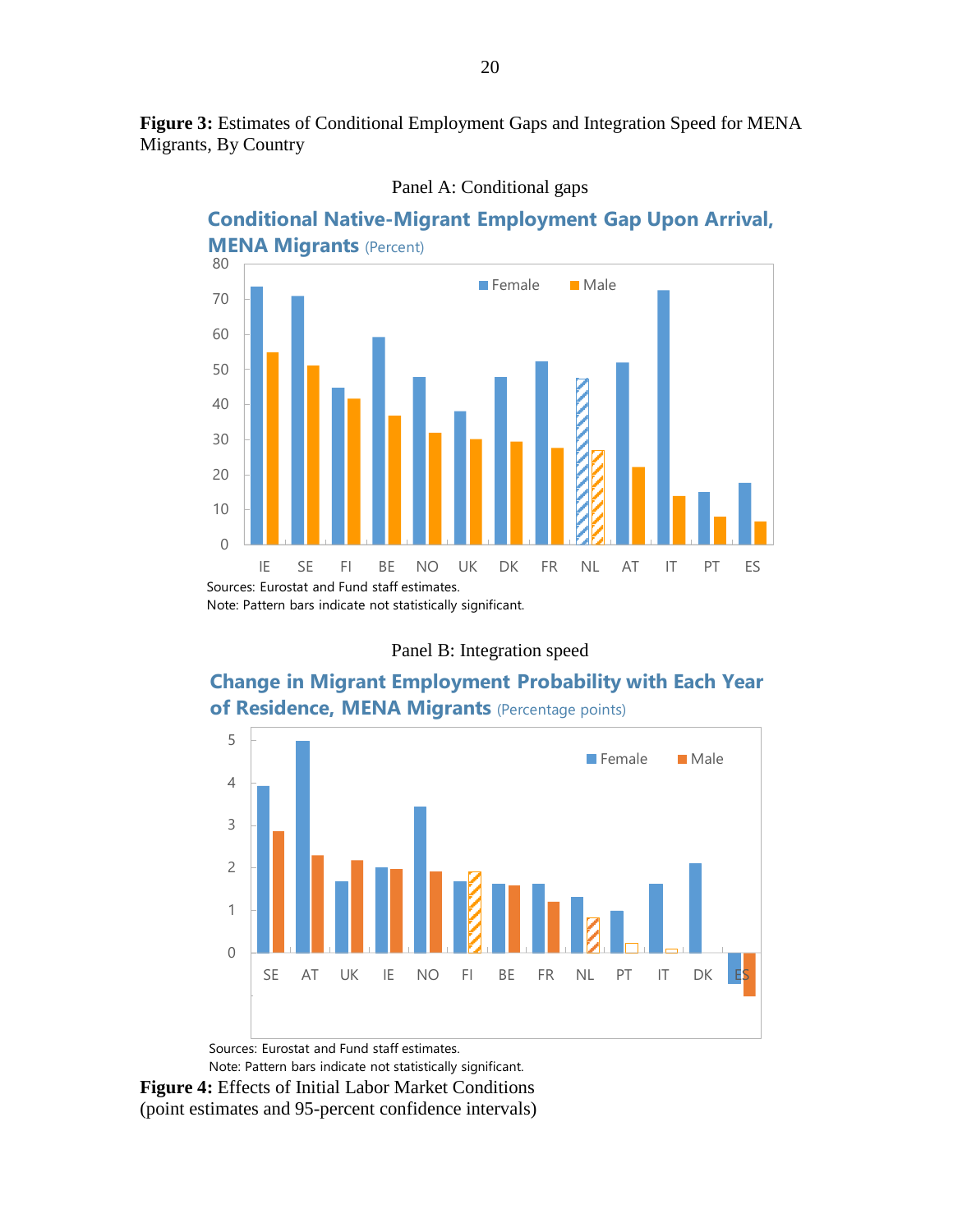**Figure 3:** Estimates of Conditional Employment Gaps and Integration Speed for MENA Migrants, By Country

Panel A: Conditional gaps

**Conditional Native-Migrant Employment Gap Upon Arrival, MENA Migrants** (Percent)

Sources: Eurostat and Fund staff estimates.
Note: Pattern bars indicate not statistically significant.

Panel B: Integration speed

**Change in Migrant Employment Probability with Each Year of Residence, MENA Migrants** (Percentage points)

Sources: Eurostat and Fund staff estimates.
Note: Pattern bars indicate not statistically significant.

**Figure 4:** Effects of Initial Labor Market Conditions
(point estimates and 95-percent confidence intervals)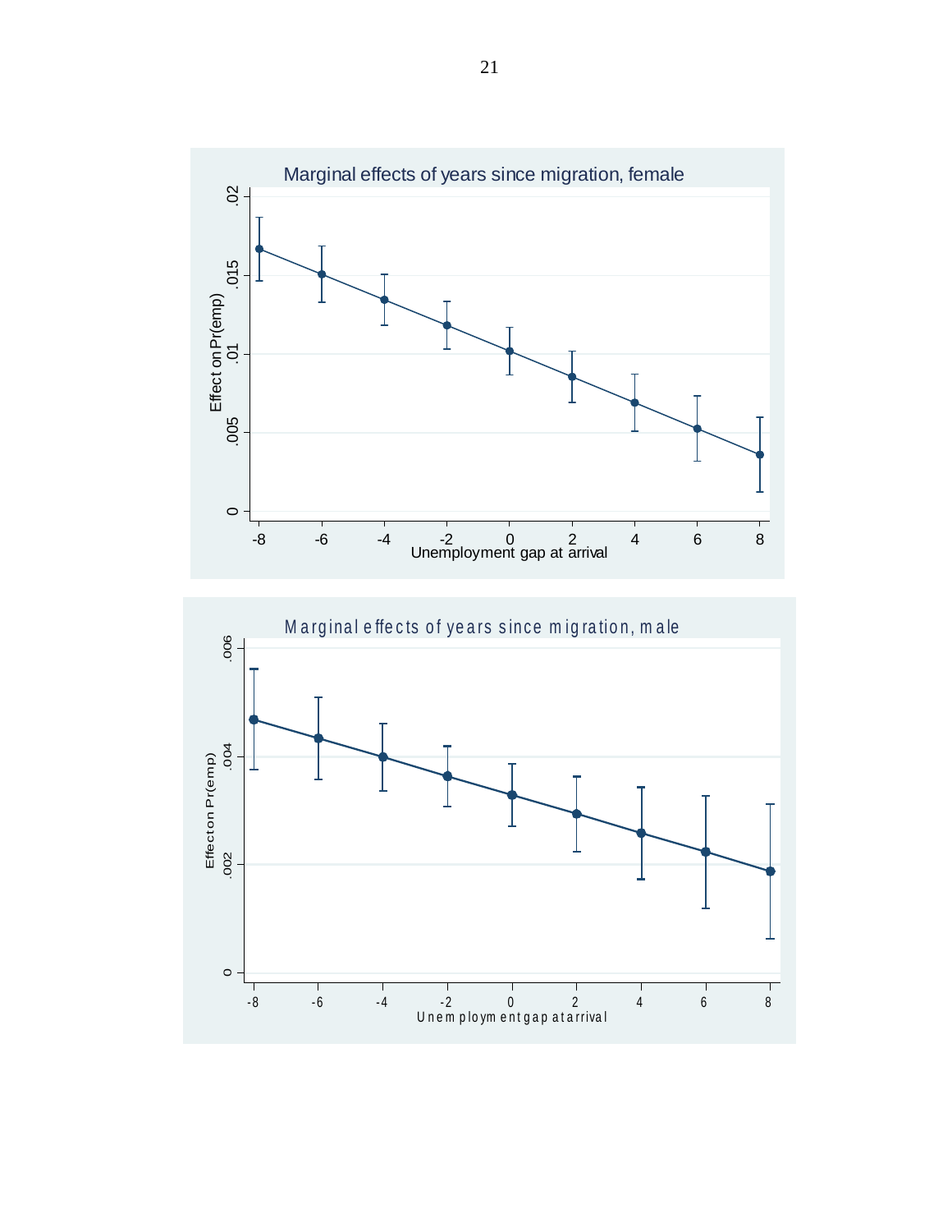Marginal effects of years since migration, female

Effect on Pr(emp)

Unemployment gap at arrival

Marginal effects of years since migration, male

Effect on Pr(emp)

Unemployment gap at arrival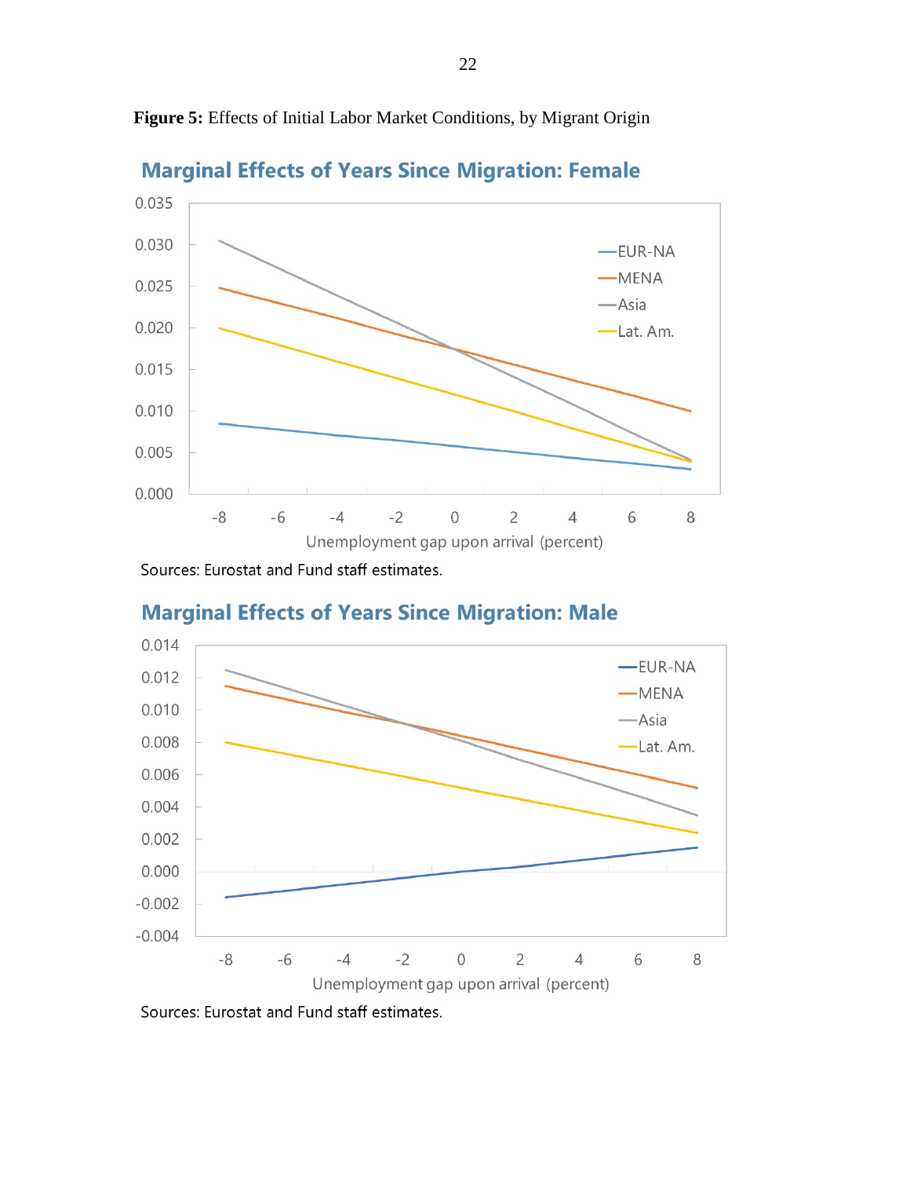**Figure 5:** Effects of Initial Labor Market Conditions, by Migrant Origin

## Marginal Effects of Years Since Migration: Female

Sources: Eurostat and Fund staff estimates.

## Marginal Effects of Years Since Migration: Male

Sources: Eurostat and Fund staff estimates.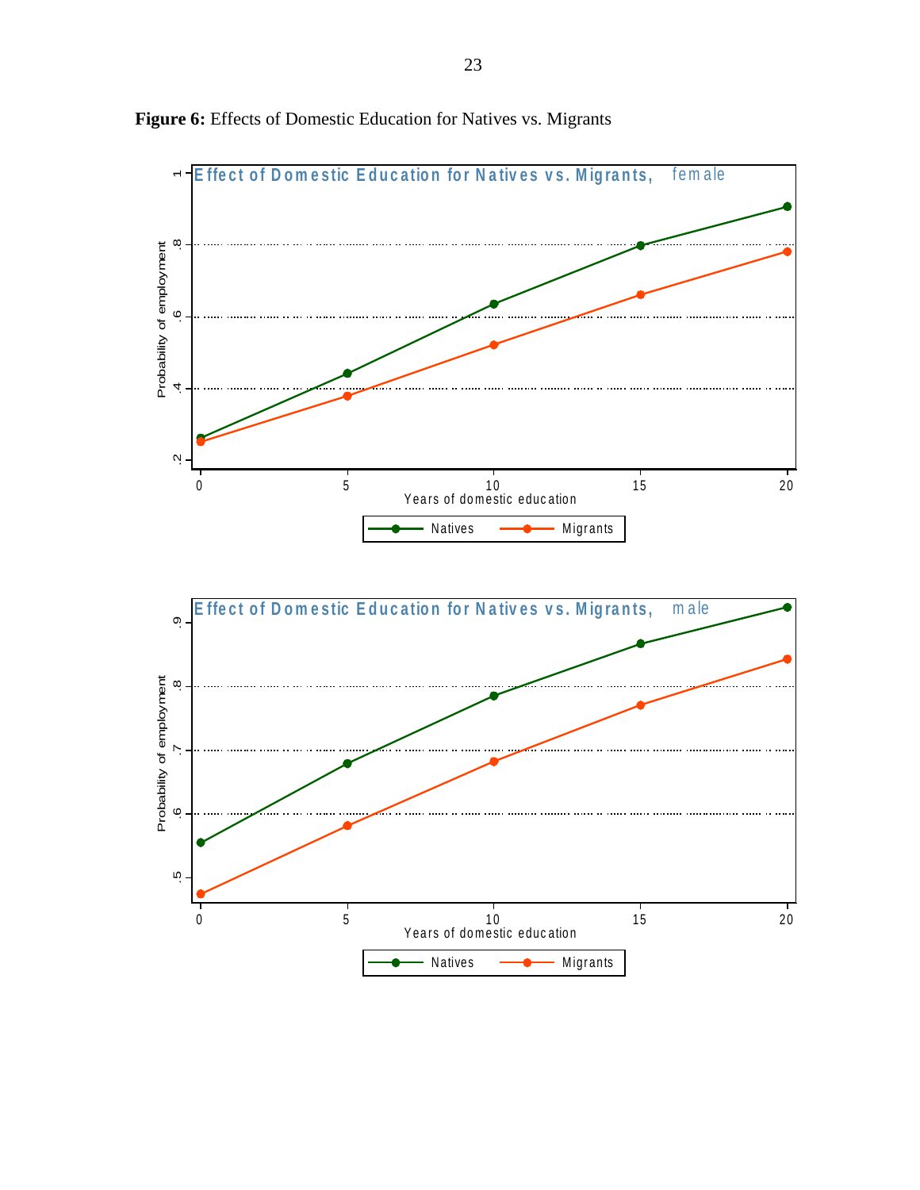**Figure 6:** Effects of Domestic Education for Natives vs. Migrants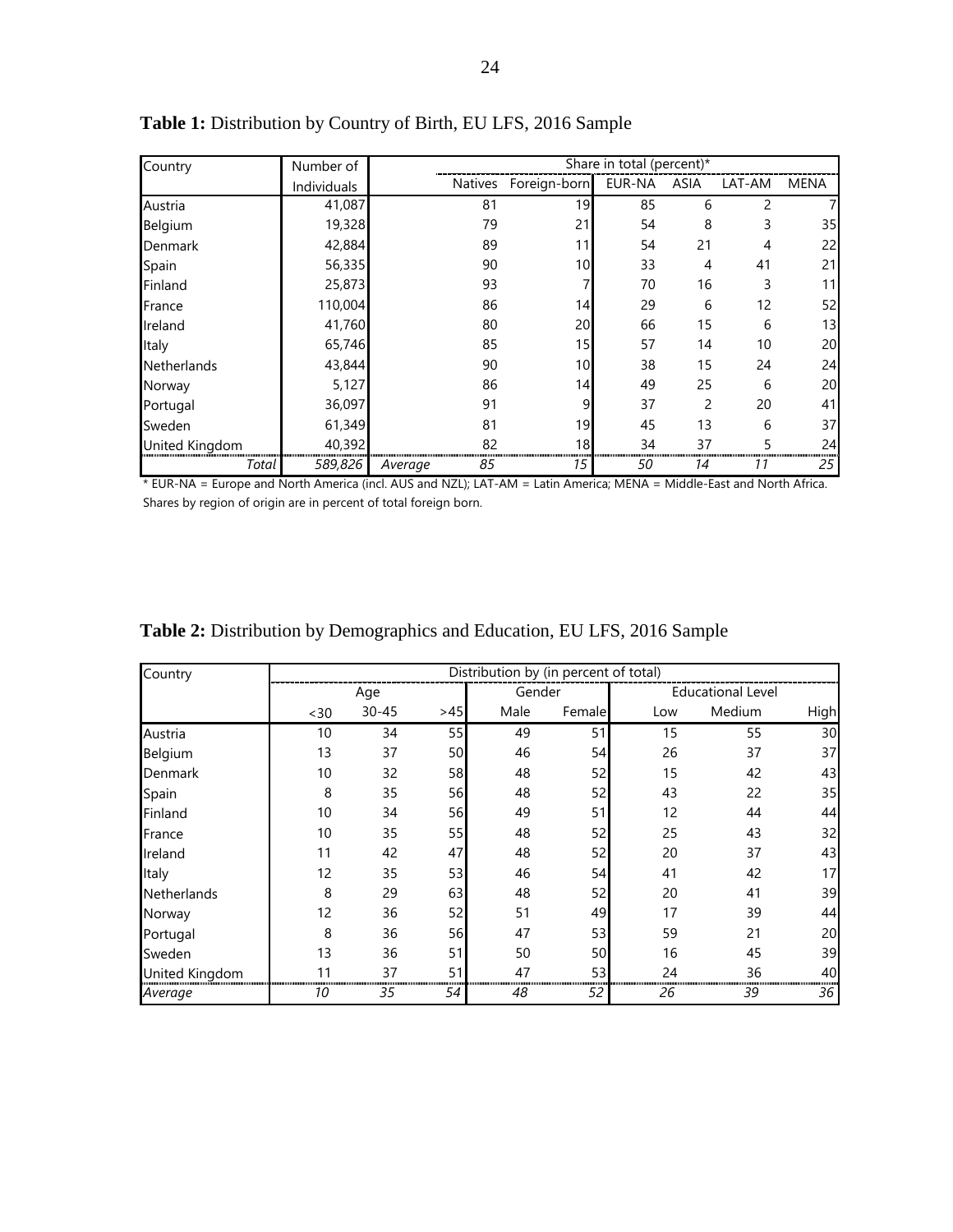**Table 1:** Distribution by Country of Birth, EU LFS, 2016 Sample

| Country | Number of Individuals | | Share in total (percent)* | | | | | |
|---|---|---|---|---|---|---|---|---|
| | | | Natives | Foreign-born | EUR-NA | ASIA | LAT-AM | MENA |
| Austria | 41,087 | | 81 | 19 | 85 | 6 | 2 | 7 |
| Belgium | 19,328 | | 79 | 21 | 54 | 8 | 3 | 35 |
| Denmark | 42,884 | | 89 | 11 | 54 | 21 | 4 | 22 |
| Spain | 56,335 | | 90 | 10 | 33 | 4 | 41 | 21 |
| Finland | 25,873 | | 93 | 7 | 70 | 16 | 3 | 11 |
| France | 110,004 | | 86 | 14 | 29 | 6 | 12 | 52 |
| Ireland | 41,760 | | 80 | 20 | 66 | 15 | 6 | 13 |
| Italy | 65,746 | | 85 | 15 | 57 | 14 | 10 | 20 |
| Netherlands | 43,844 | | 90 | 10 | 38 | 15 | 24 | 24 |
| Norway | 5,127 | | 86 | 14 | 49 | 25 | 6 | 20 |
| Portugal | 36,097 | | 91 | 9 | 37 | 2 | 20 | 41 |
| Sweden | 61,349 | | 81 | 19 | 45 | 13 | 6 | 37 |
| United Kingdom | 40,392 | | 82 | 18 | 34 | 37 | 5 | 24 |
| *Total* | *589,826* | *Average* | *85* | *15* | *50* | *14* | *11* | *25* |

\* EUR-NA = Europe and North America (incl. AUS and NZL); LAT-AM = Latin America; MENA = Middle-East and North Africa. Shares by region of origin are in percent of total foreign born.

**Table 2:** Distribution by Demographics and Education, EU LFS, 2016 Sample

| Country | Distribution by (in percent of total) | | | | | | | |
|---|---|---|---|---|---|---|---|---|
| | Age | | | Gender | | Educational Level | | |
| | <30 | 30-45 | >45 | Male | Female | Low | Medium | High |
| Austria | 10 | 34 | 55 | 49 | 51 | 15 | 55 | 30 |
| Belgium | 13 | 37 | 50 | 46 | 54 | 26 | 37 | 37 |
| Denmark | 10 | 32 | 58 | 48 | 52 | 15 | 42 | 43 |
| Spain | 8 | 35 | 56 | 48 | 52 | 43 | 22 | 35 |
| Finland | 10 | 34 | 56 | 49 | 51 | 12 | 44 | 44 |
| France | 10 | 35 | 55 | 48 | 52 | 25 | 43 | 32 |
| Ireland | 11 | 42 | 47 | 48 | 52 | 20 | 37 | 43 |
| Italy | 12 | 35 | 53 | 46 | 54 | 41 | 42 | 17 |
| Netherlands | 8 | 29 | 63 | 48 | 52 | 20 | 41 | 39 |
| Norway | 12 | 36 | 52 | 51 | 49 | 17 | 39 | 44 |
| Portugal | 8 | 36 | 56 | 47 | 53 | 59 | 21 | 20 |
| Sweden | 13 | 36 | 51 | 50 | 50 | 16 | 45 | 39 |
| United Kingdom | 11 | 37 | 51 | 47 | 53 | 24 | 36 | 40 |
| *Average* | *10* | *35* | *54* | *48* | *52* | *26* | *39* | *36* |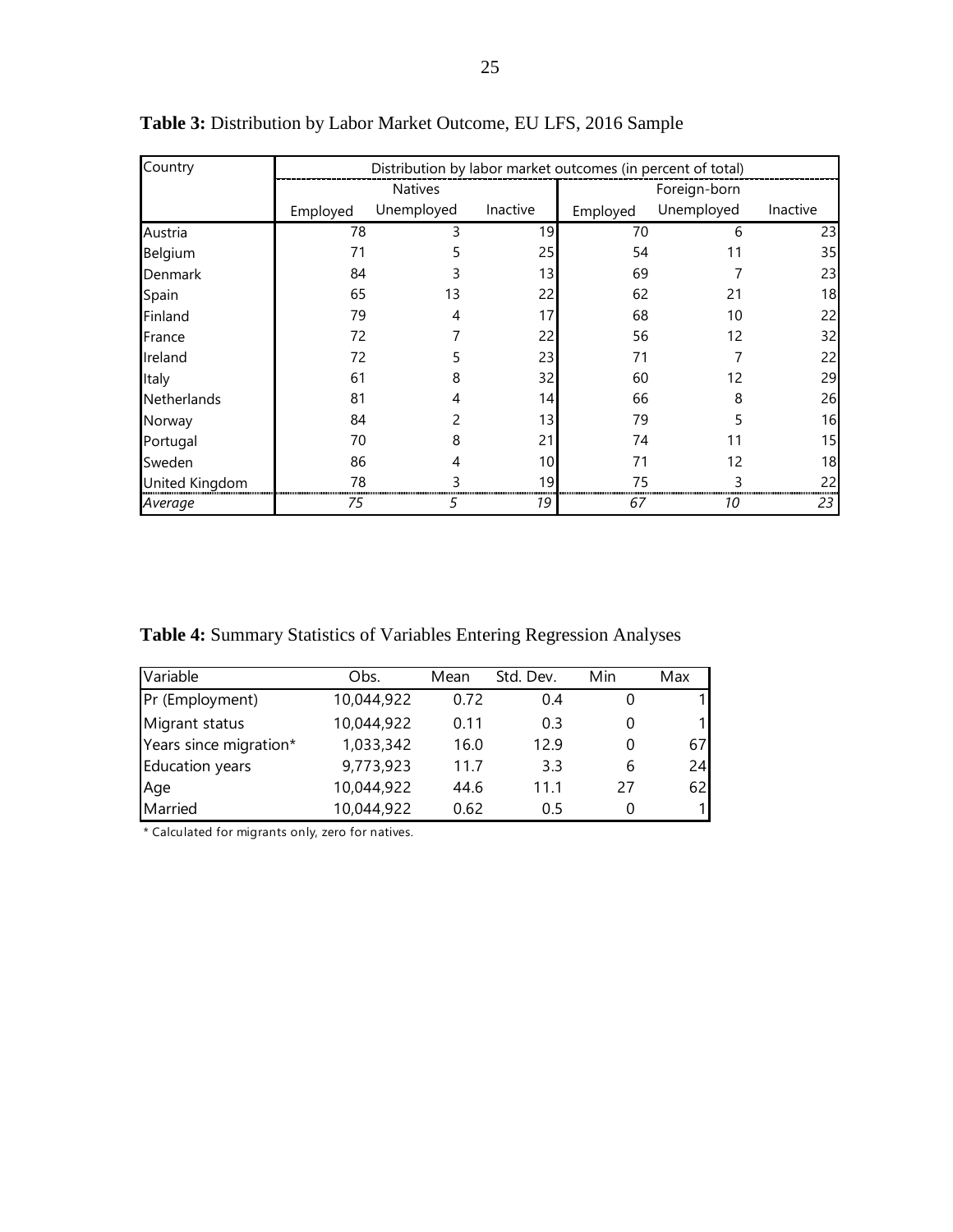**Table 3:** Distribution by Labor Market Outcome, EU LFS, 2016 Sample

| Country | Distribution by labor market outcomes (in percent of total) | | | | | |
|---|---|---|---|---|---|---|
| | Natives | | | Foreign-born | | |
| | Employed | Unemployed | Inactive | Employed | Unemployed | Inactive |
| Austria | 78 | 3 | 19 | 70 | 6 | 23 |
| Belgium | 71 | 5 | 25 | 54 | 11 | 35 |
| Denmark | 84 | 3 | 13 | 69 | 7 | 23 |
| Spain | 65 | 13 | 22 | 62 | 21 | 18 |
| Finland | 79 | 4 | 17 | 68 | 10 | 22 |
| France | 72 | 7 | 22 | 56 | 12 | 32 |
| Ireland | 72 | 5 | 23 | 71 | 7 | 22 |
| Italy | 61 | 8 | 32 | 60 | 12 | 29 |
| Netherlands | 81 | 4 | 14 | 66 | 8 | 26 |
| Norway | 84 | 2 | 13 | 79 | 5 | 16 |
| Portugal | 70 | 8 | 21 | 74 | 11 | 15 |
| Sweden | 86 | 4 | 10 | 71 | 12 | 18 |
| United Kingdom | 78 | 3 | 19 | 75 | 3 | 22 |
| *Average* | *75* | *5* | *19* | *67* | *10* | *23* |

**Table 4:** Summary Statistics of Variables Entering Regression Analyses

| Variable | Obs. | Mean | Std. Dev. | Min | Max |
|---|---|---|---|---|---|
| Pr (Employment) | 10,044,922 | 0.72 | 0.4 | 0 | 1 |
| Migrant status | 10,044,922 | 0.11 | 0.3 | 0 | 1 |
| Years since migration* | 1,033,342 | 16.0 | 12.9 | 0 | 67 |
| Education years | 9,773,923 | 11.7 | 3.3 | 6 | 24 |
| Age | 10,044,922 | 44.6 | 11.1 | 27 | 62 |
| Married | 10,044,922 | 0.62 | 0.5 | 0 | 1 |

\* Calculated for migrants only, zero for natives.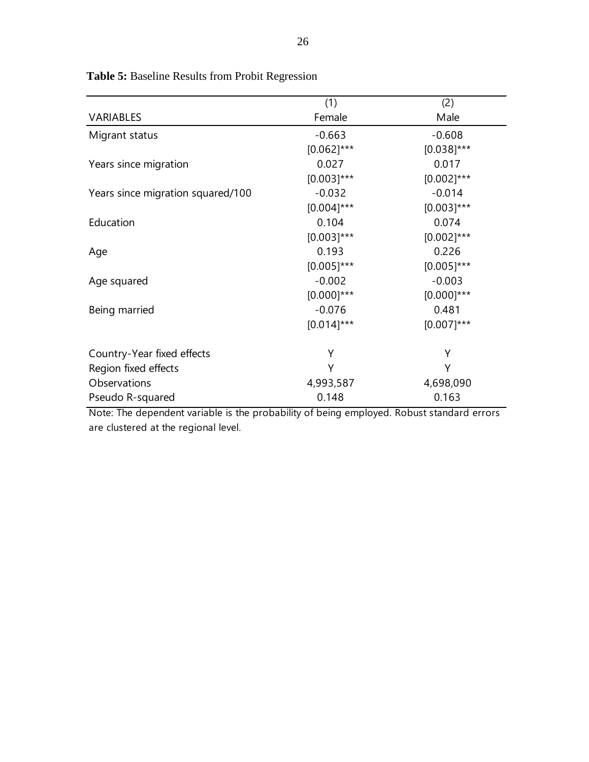**Table 5:** Baseline Results from Probit Regression

| VARIABLES | (1) Female | (2) Male |
|---|---|---|
| Migrant status | -0.663 | -0.608 |
| | [0.062]*** | [0.038]*** |
| Years since migration | 0.027 | 0.017 |
| | [0.003]*** | [0.002]*** |
| Years since migration squared/100 | -0.032 | -0.014 |
| | [0.004]*** | [0.003]*** |
| Education | 0.104 | 0.074 |
| | [0.003]*** | [0.002]*** |
| Age | 0.193 | 0.226 |
| | [0.005]*** | [0.005]*** |
| Age squared | -0.002 | -0.003 |
| | [0.000]*** | [0.000]*** |
| Being married | -0.076 | 0.481 |
| | [0.014]*** | [0.007]*** |
| Country-Year fixed effects | Y | Y |
| Region fixed effects | Y | Y |
| Observations | 4,993,587 | 4,698,090 |
| Pseudo R-squared | 0.148 | 0.163 |

Note: The dependent variable is the probability of being employed. Robust standard errors are clustered at the regional level.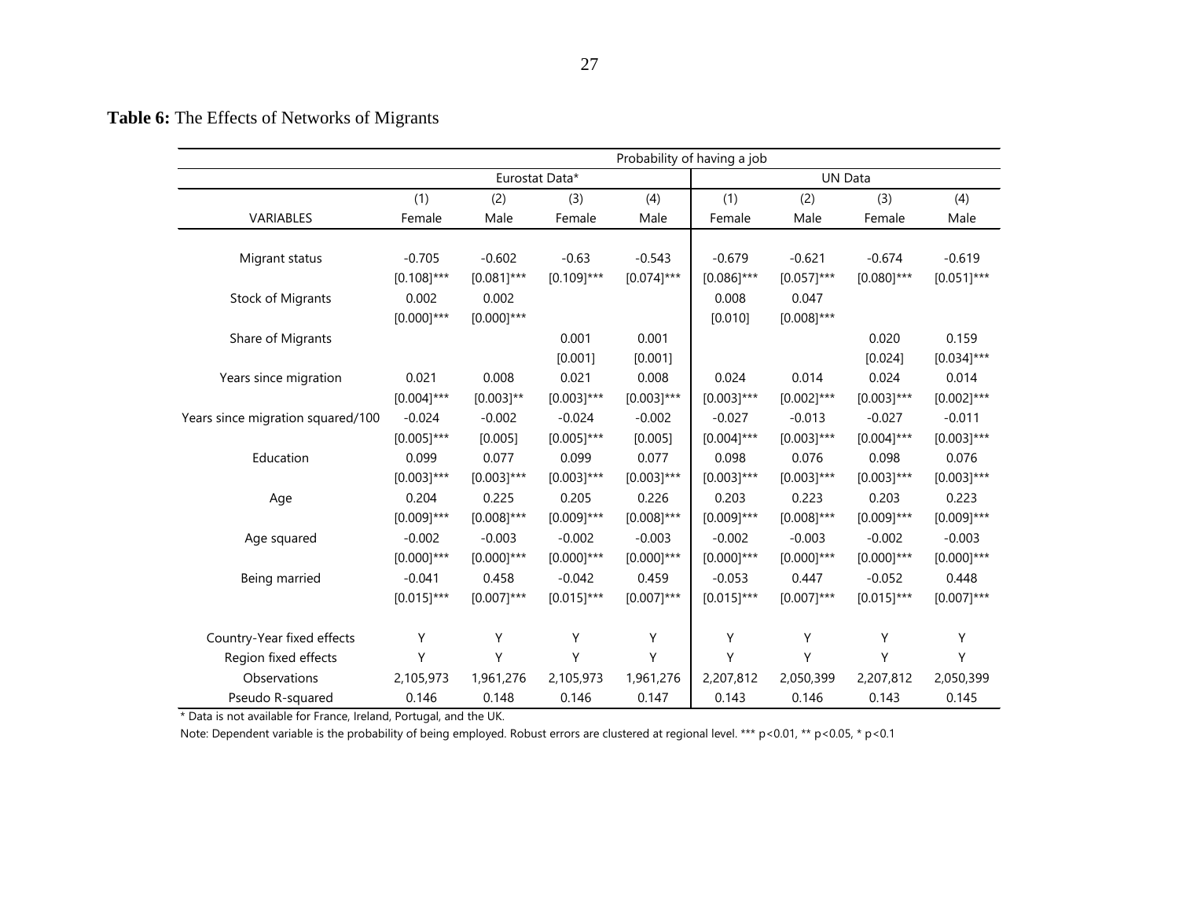**Table 6:** The Effects of Networks of Migrants

| | Probability of having a job | | | | | | | |
|---|---|---|---|---|---|---|---|---|
| | Eurostat Data* | | | | UN Data | | | |
| | (1) | (2) | (3) | (4) | (1) | (2) | (3) | (4) |
| VARIABLES | Female | Male | Female | Male | Female | Male | Female | Male |
| Migrant status | -0.705 | -0.602 | -0.63 | -0.543 | -0.679 | -0.621 | -0.674 | -0.619 |
| | [0.108]*** | [0.081]*** | [0.109]*** | [0.074]*** | [0.086]*** | [0.057]*** | [0.080]*** | [0.051]*** |
| Stock of Migrants | 0.002 | 0.002 | | | 0.008 | 0.047 | | |
| | [0.000]*** | [0.000]*** | | | [0.010] | [0.008]*** | | |
| Share of Migrants | | | 0.001 | 0.001 | | | 0.020 | 0.159 |
| | | | [0.001] | [0.001] | | | [0.024] | [0.034]*** |
| Years since migration | 0.021 | 0.008 | 0.021 | 0.008 | 0.024 | 0.014 | 0.024 | 0.014 |
| | [0.004]*** | [0.003]** | [0.003]*** | [0.003]*** | [0.003]*** | [0.002]*** | [0.003]*** | [0.002]*** |
| Years since migration squared/100 | -0.024 | -0.002 | -0.024 | -0.002 | -0.027 | -0.013 | -0.027 | -0.011 |
| | [0.005]*** | [0.005] | [0.005]*** | [0.005] | [0.004]*** | [0.003]*** | [0.004]*** | [0.003]*** |
| Education | 0.099 | 0.077 | 0.099 | 0.077 | 0.098 | 0.076 | 0.098 | 0.076 |
| | [0.003]*** | [0.003]*** | [0.003]*** | [0.003]*** | [0.003]*** | [0.003]*** | [0.003]*** | [0.003]*** |
| Age | 0.204 | 0.225 | 0.205 | 0.226 | 0.203 | 0.223 | 0.203 | 0.223 |
| | [0.009]*** | [0.008]*** | [0.009]*** | [0.008]*** | [0.009]*** | [0.008]*** | [0.009]*** | [0.009]*** |
| Age squared | -0.002 | -0.003 | -0.002 | -0.003 | -0.002 | -0.003 | -0.002 | -0.003 |
| | [0.000]*** | [0.000]*** | [0.000]*** | [0.000]*** | [0.000]*** | [0.000]*** | [0.000]*** | [0.000]*** |
| Being married | -0.041 | 0.458 | -0.042 | 0.459 | -0.053 | 0.447 | -0.052 | 0.448 |
| | [0.015]*** | [0.007]*** | [0.015]*** | [0.007]*** | [0.015]*** | [0.007]*** | [0.015]*** | [0.007]*** |
| Country-Year fixed effects | Y | Y | Y | Y | Y | Y | Y | Y |
| Region fixed effects | Y | Y | Y | Y | Y | Y | Y | Y |
| Observations | 2,105,973 | 1,961,276 | 2,105,973 | 1,961,276 | 2,207,812 | 2,050,399 | 2,207,812 | 2,050,399 |
| Pseudo R-squared | 0.146 | 0.148 | 0.146 | 0.147 | 0.143 | 0.146 | 0.143 | 0.145 |

* Data is not available for France, Ireland, Portugal, and the UK.

Note: Dependent variable is the probability of being employed. Robust errors are clustered at regional level. *** p<0.01, ** p<0.05, * p<0.1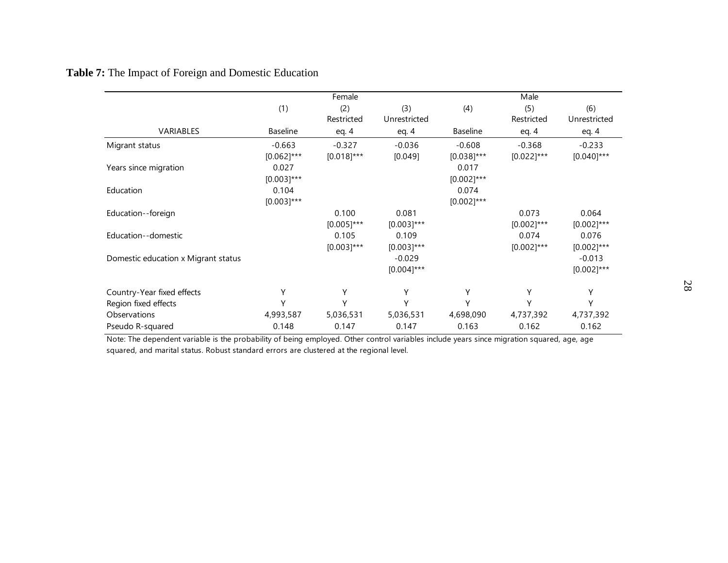**Table 7:** The Impact of Foreign and Domestic Education

| | Female | | | Male | | |
|---|---|---|---|---|---|---|
| | (1) | (2) Restricted | (3) Unrestricted | (4) | (5) Restricted | (6) Unrestricted |
| VARIABLES | Baseline | eq. 4 | eq. 4 | Baseline | eq. 4 | eq. 4 |
| Migrant status | -0.663 | -0.327 | -0.036 | -0.608 | -0.368 | -0.233 |
| | [0.062]*** | [0.018]*** | [0.049] | [0.038]*** | [0.022]*** | [0.040]*** |
| Years since migration | 0.027 | | | 0.017 | | |
| | [0.003]*** | | | [0.002]*** | | |
| Education | 0.104 | | | 0.074 | | |
| | [0.003]*** | | | [0.002]*** | | |
| Education--foreign | | 0.100 | 0.081 | | 0.073 | 0.064 |
| | | [0.005]*** | [0.003]*** | | [0.002]*** | [0.002]*** |
| Education--domestic | | 0.105 | 0.109 | | 0.074 | 0.076 |
| | | [0.003]*** | [0.003]*** | | [0.002]*** | [0.002]*** |
| Domestic education x Migrant status | | | -0.029 | | | -0.013 |
| | | | [0.004]*** | | | [0.002]*** |
| Country-Year fixed effects | Y | Y | Y | Y | Y | Y |
| Region fixed effects | Y | Y | Y | Y | Y | Y |
| Observations | 4,993,587 | 5,036,531 | 5,036,531 | 4,698,090 | 4,737,392 | 4,737,392 |
| Pseudo R-squared | 0.148 | 0.147 | 0.147 | 0.163 | 0.162 | 0.162 |

Note: The dependent variable is the probability of being employed. Other control variables include years since migration squared, age, age squared, and marital status. Robust standard errors are clustered at the regional level.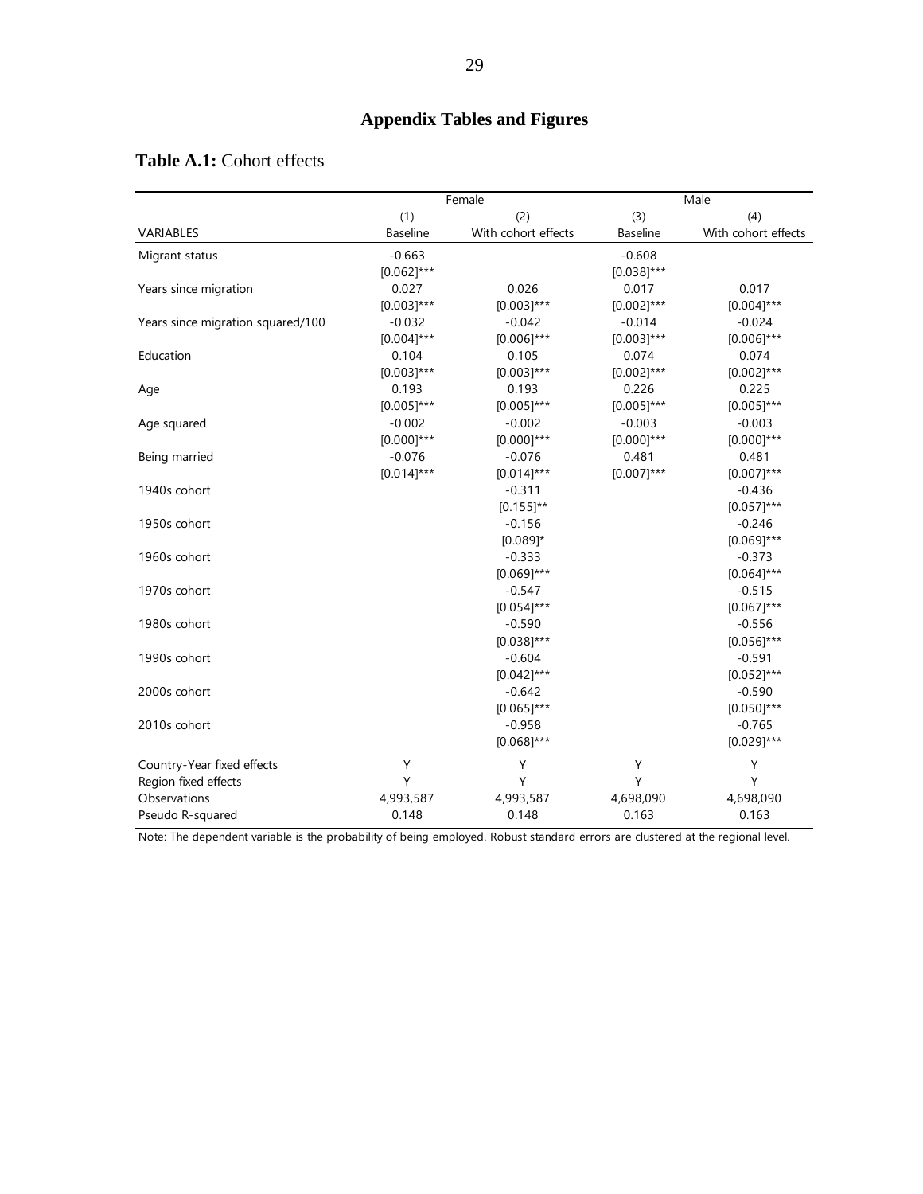# Appendix Tables and Figures

**Table A.1:** Cohort effects

| | Female | | Male | |
|---|---|---|---|---|
| | (1) | (2) | (3) | (4) |
| VARIABLES | Baseline | With cohort effects | Baseline | With cohort effects |
| Migrant status | -0.663 | | -0.608 | |
| | [0.062]*** | | [0.038]*** | |
| Years since migration | 0.027 | 0.026 | 0.017 | 0.017 |
| | [0.003]*** | [0.003]*** | [0.002]*** | [0.004]*** |
| Years since migration squared/100 | -0.032 | -0.042 | -0.014 | -0.024 |
| | [0.004]*** | [0.006]*** | [0.003]*** | [0.006]*** |
| Education | 0.104 | 0.105 | 0.074 | 0.074 |
| | [0.003]*** | [0.003]*** | [0.002]*** | [0.002]*** |
| Age | 0.193 | 0.193 | 0.226 | 0.225 |
| | [0.005]*** | [0.005]*** | [0.005]*** | [0.005]*** |
| Age squared | -0.002 | -0.002 | -0.003 | -0.003 |
| | [0.000]*** | [0.000]*** | [0.000]*** | [0.000]*** |
| Being married | -0.076 | -0.076 | 0.481 | 0.481 |
| | [0.014]*** | [0.014]*** | [0.007]*** | [0.007]*** |
| 1940s cohort | | -0.311 | | -0.436 |
| | | [0.155]** | | [0.057]*** |
| 1950s cohort | | -0.156 | | -0.246 |
| | | [0.089]* | | [0.069]*** |
| 1960s cohort | | -0.333 | | -0.373 |
| | | [0.069]*** | | [0.064]*** |
| 1970s cohort | | -0.547 | | -0.515 |
| | | [0.054]*** | | [0.067]*** |
| 1980s cohort | | -0.590 | | -0.556 |
| | | [0.038]*** | | [0.056]*** |
| 1990s cohort | | -0.604 | | -0.591 |
| | | [0.042]*** | | [0.052]*** |
| 2000s cohort | | -0.642 | | -0.590 |
| | | [0.065]*** | | [0.050]*** |
| 2010s cohort | | -0.958 | | -0.765 |
| | | [0.068]*** | | [0.029]*** |
| Country-Year fixed effects | Y | Y | Y | Y |
| Region fixed effects | Y | Y | Y | Y |
| Observations | 4,993,587 | 4,993,587 | 4,698,090 | 4,698,090 |
| Pseudo R-squared | 0.148 | 0.148 | 0.163 | 0.163 |

Note: The dependent variable is the probability of being employed. Robust standard errors are clustered at the regional level.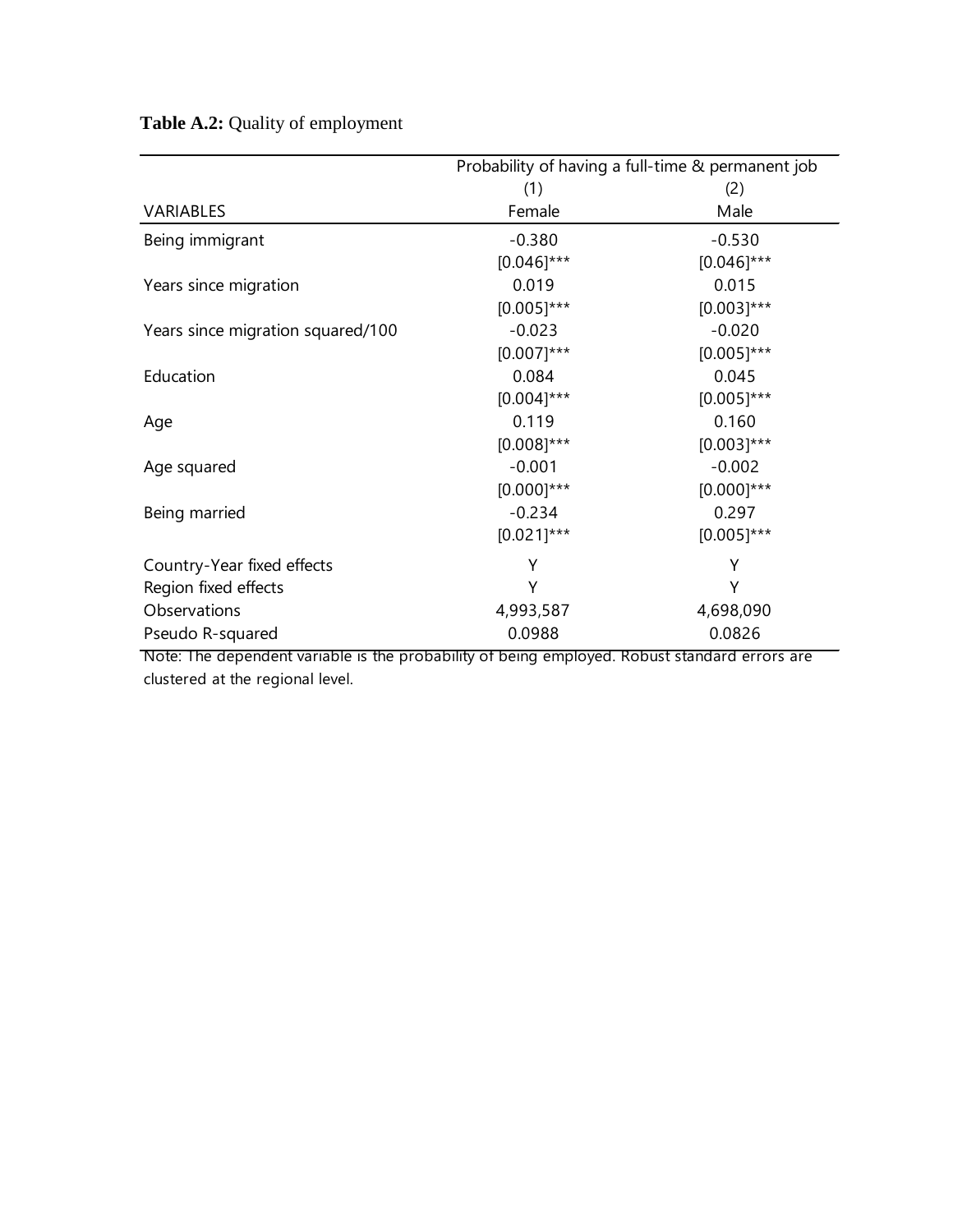**Table A.2:** Quality of employment

| | Probability of having a full-time & permanent job | |
|---|---|---|
| | (1) | (2) |
| VARIABLES | Female | Male |
| Being immigrant | -0.380 | -0.530 |
| | [0.046]*** | [0.046]*** |
| Years since migration | 0.019 | 0.015 |
| | [0.005]*** | [0.003]*** |
| Years since migration squared/100 | -0.023 | -0.020 |
| | [0.007]*** | [0.005]*** |
| Education | 0.084 | 0.045 |
| | [0.004]*** | [0.005]*** |
| Age | 0.119 | 0.160 |
| | [0.008]*** | [0.003]*** |
| Age squared | -0.001 | -0.002 |
| | [0.000]*** | [0.000]*** |
| Being married | -0.234 | 0.297 |
| | [0.021]*** | [0.005]*** |
| Country-Year fixed effects | Y | Y |
| Region fixed effects | Y | Y |
| Observations | 4,993,587 | 4,698,090 |
| Pseudo R-squared | 0.0988 | 0.0826 |

Note: The dependent variable is the probability of being employed. Robust standard errors are clustered at the regional level.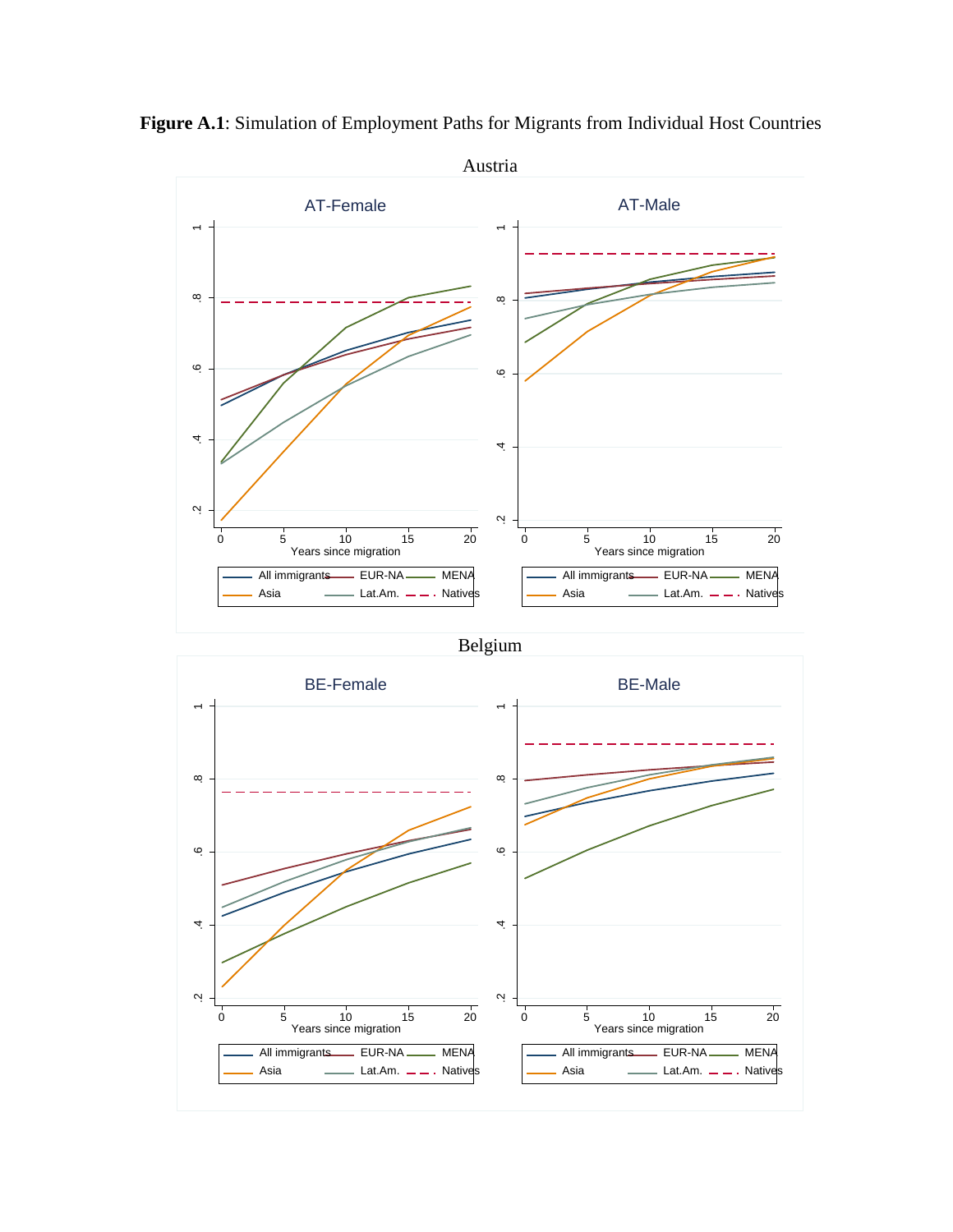**Figure A.1**: Simulation of Employment Paths for Migrants from Individual Host Countries

Austria

Belgium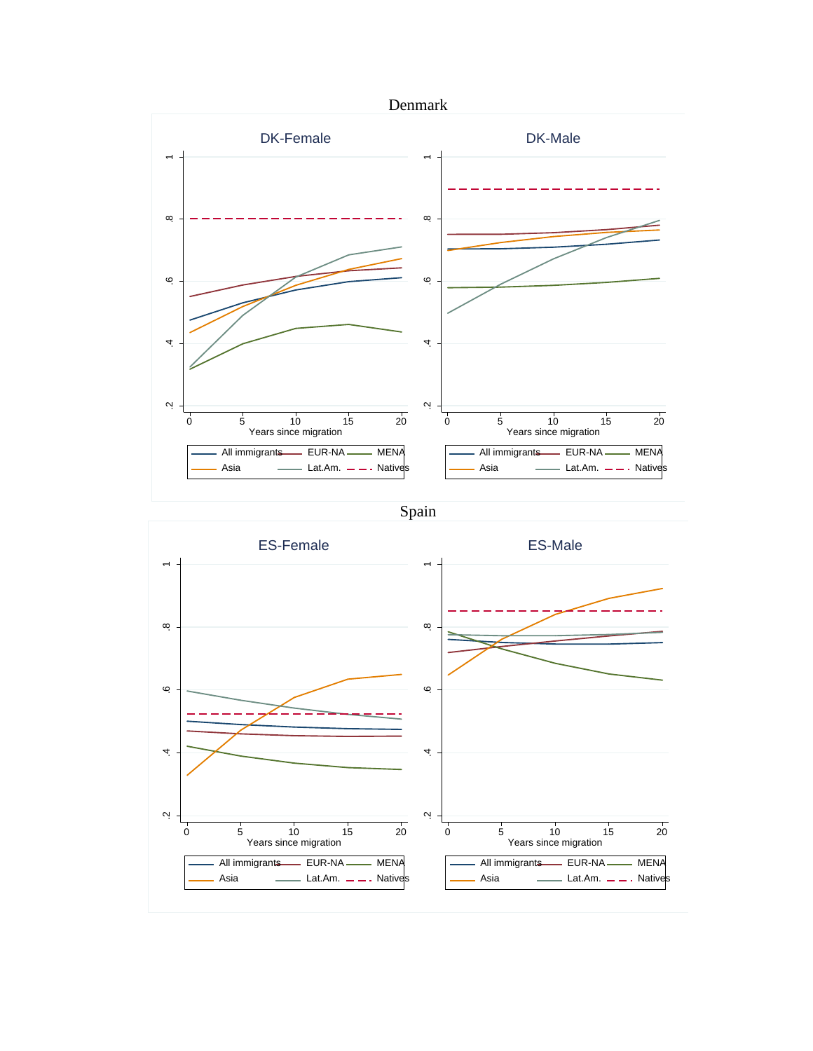Denmark

Spain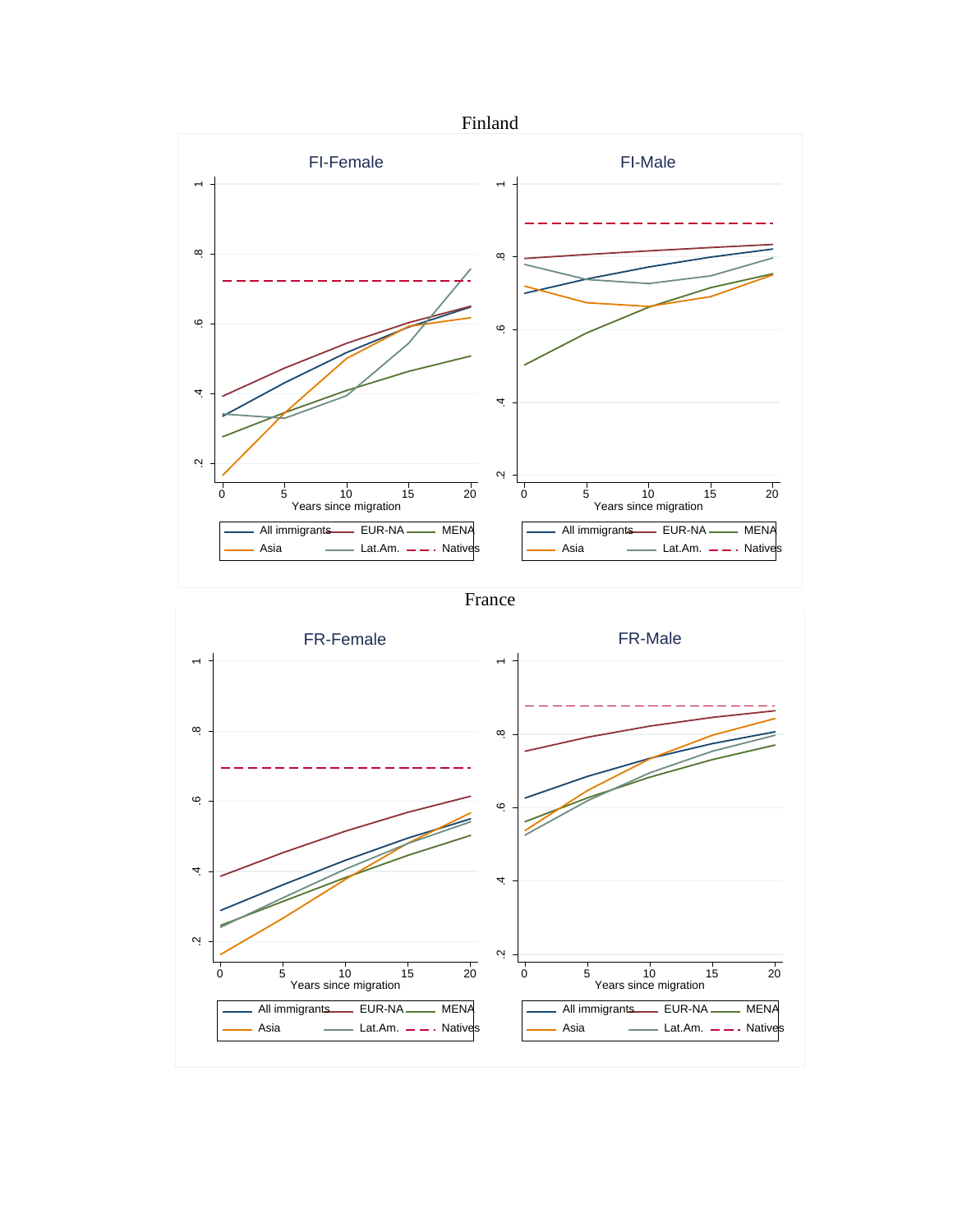## Finland

### FI-Female

### FI-Male

Years since migration

All immigrants — EUR-NA — MENA — Asia — Lat.Am. — Natives

## France

### FR-Female

### FR-Male

Years since migration

All immigrants — EUR-NA — MENA — Asia — Lat.Am. — Natives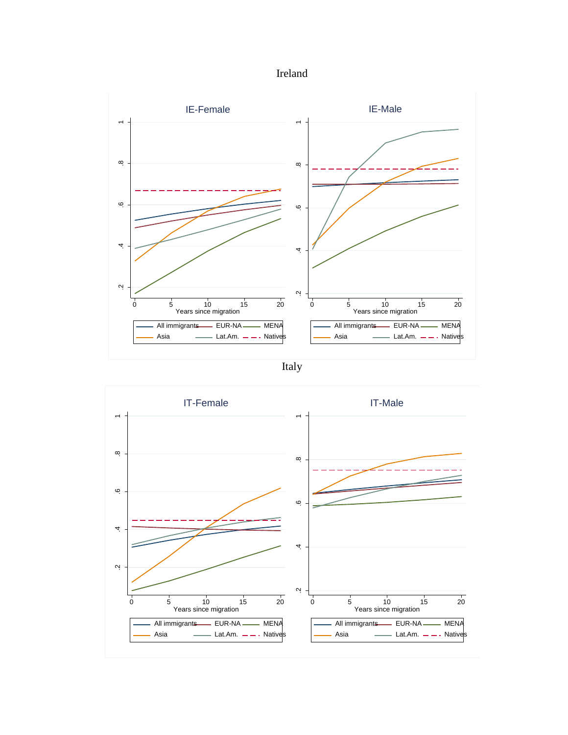Ireland

Italy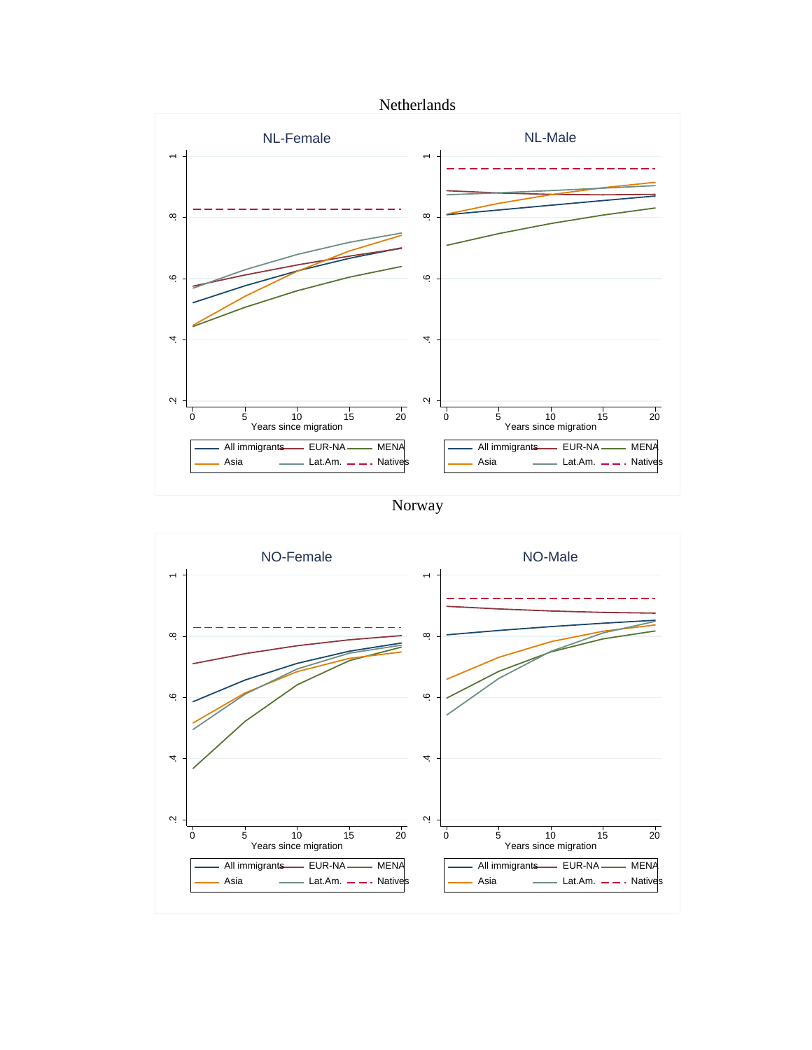# Netherlands

## NL-Female

## NL-Male

Years since migration

All immigrants — EUR-NA — MENA — Asia — Lat.Am. — Natives

# Norway

## NO-Female

## NO-Male

Years since migration

All immigrants — EUR-NA — MENA — Asia — Lat.Am. — Natives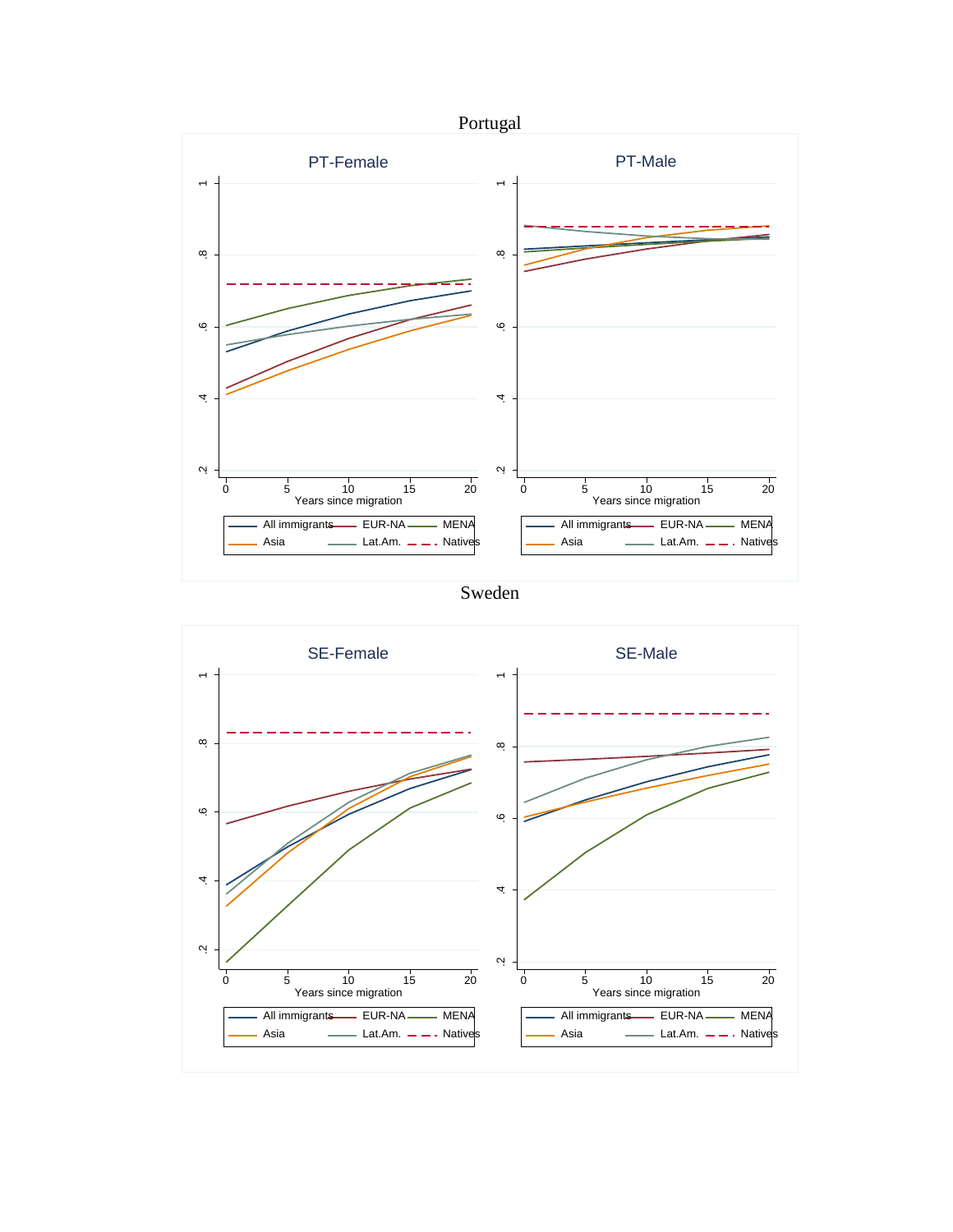Portugal

Sweden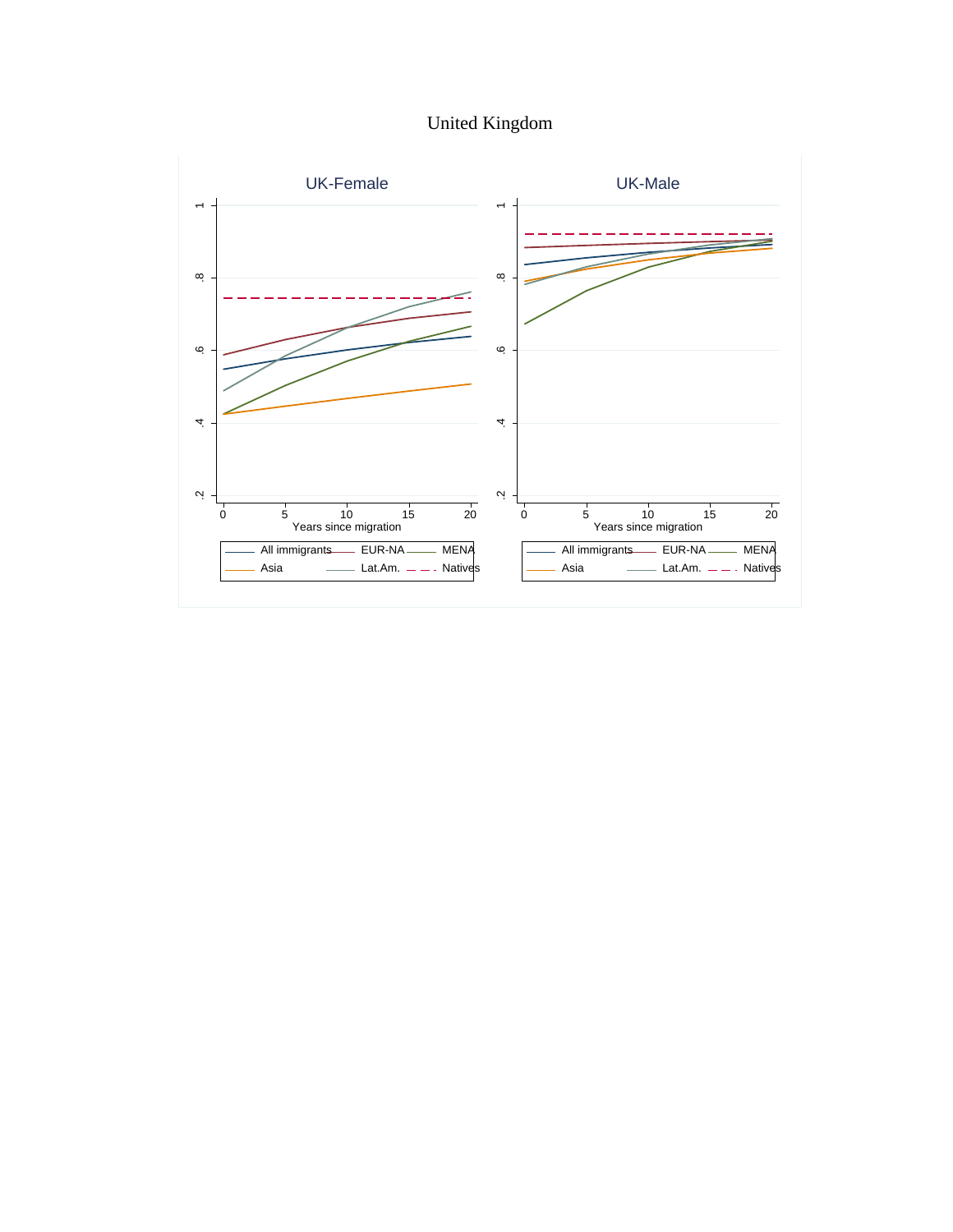United Kingdom

UK-Female

UK-Male

Years since migration

All immigrants — EUR-NA — MENA — Asia — Lat.Am. — Natives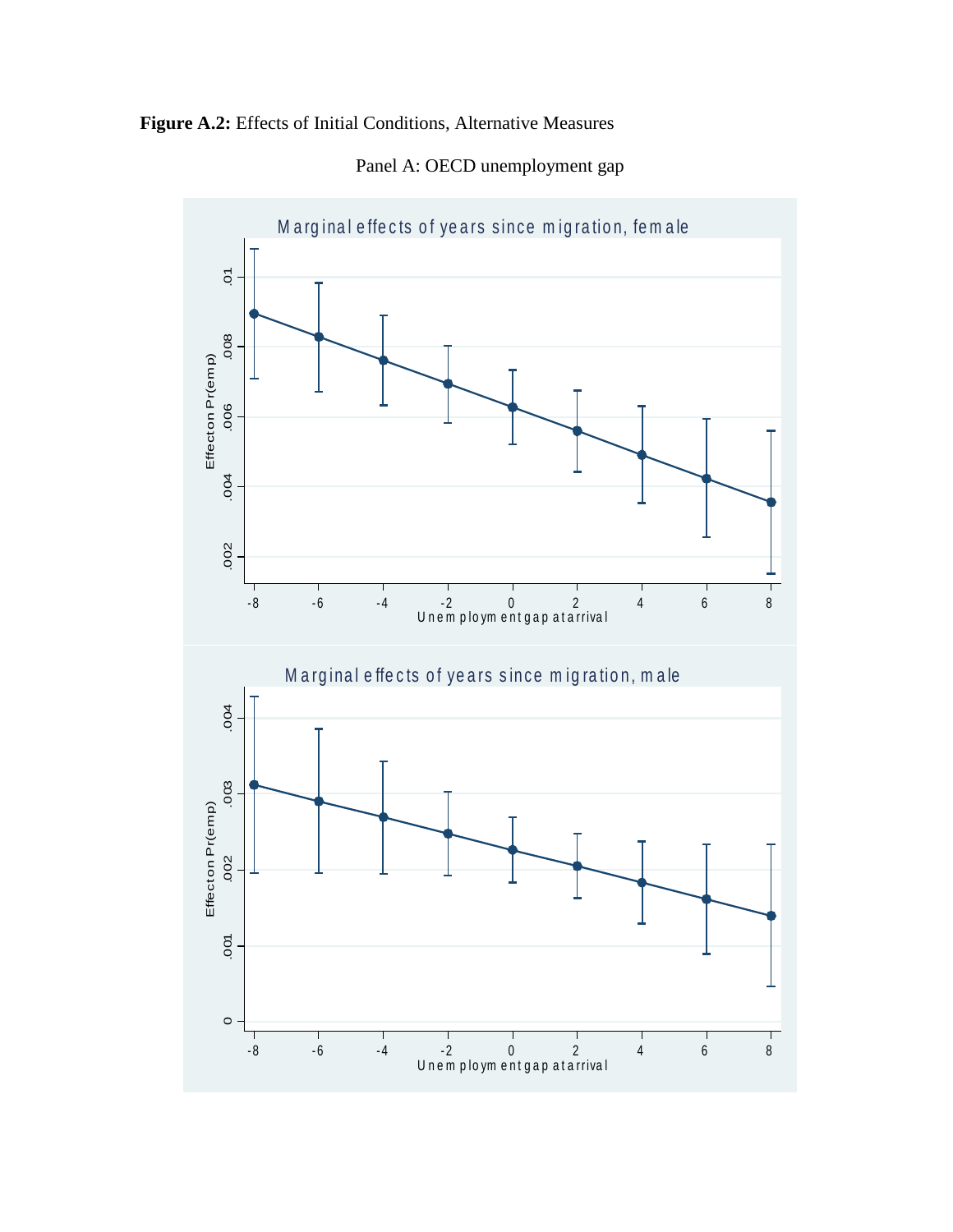**Figure A.2:** Effects of Initial Conditions, Alternative Measures

Panel A: OECD unemployment gap

Marginal effects of years since migration, female

Effect on Pr(emp)

Unemployment gap at arrival

Marginal effects of years since migration, male

Effect on Pr(emp)

Unemployment gap at arrival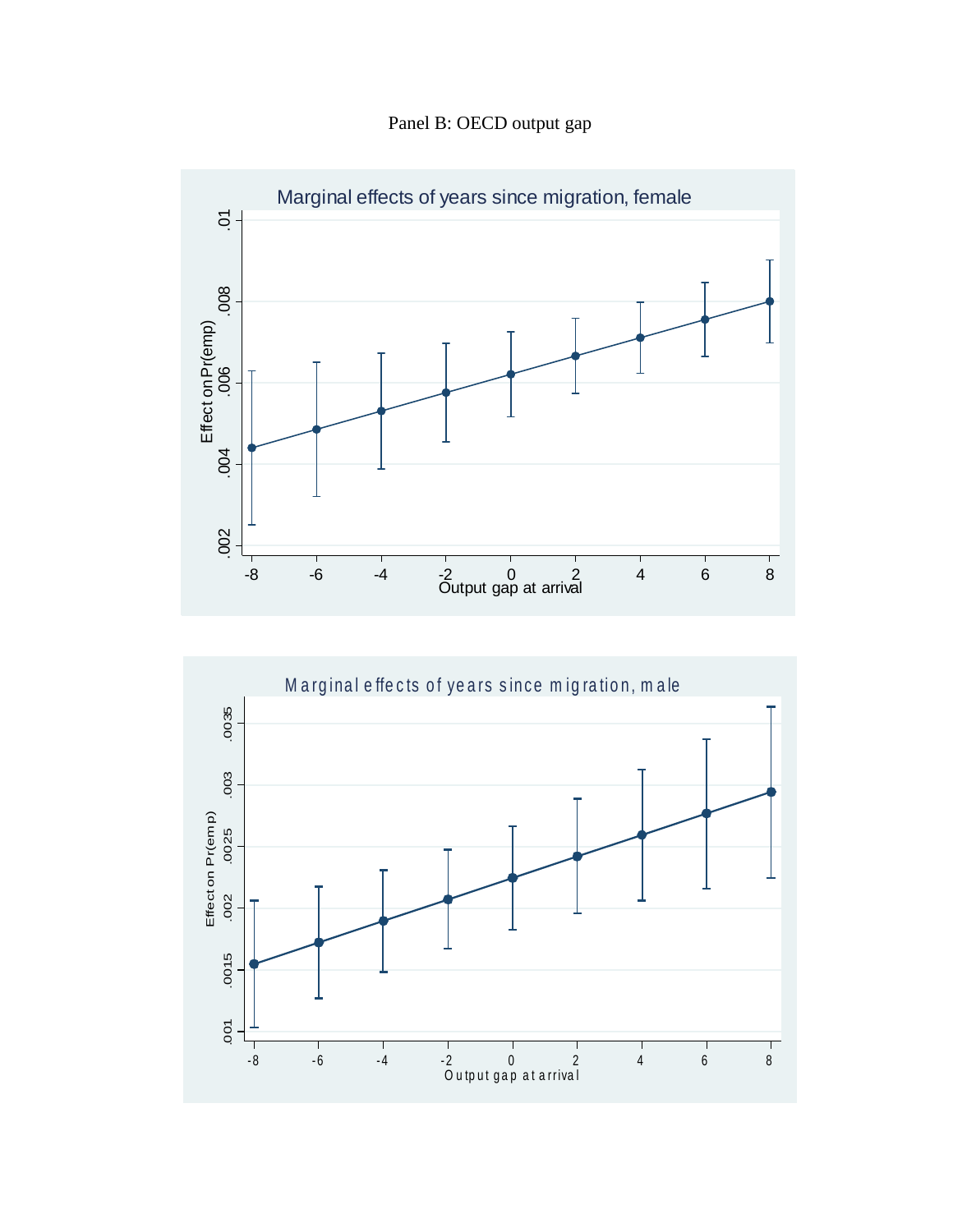Panel B: OECD output gap

Marginal effects of years since migration, female

Effect on Pr(emp)

Output gap at arrival

Marginal effects of years since migration, male

Effect on Pr(emp)

Output gap at arrival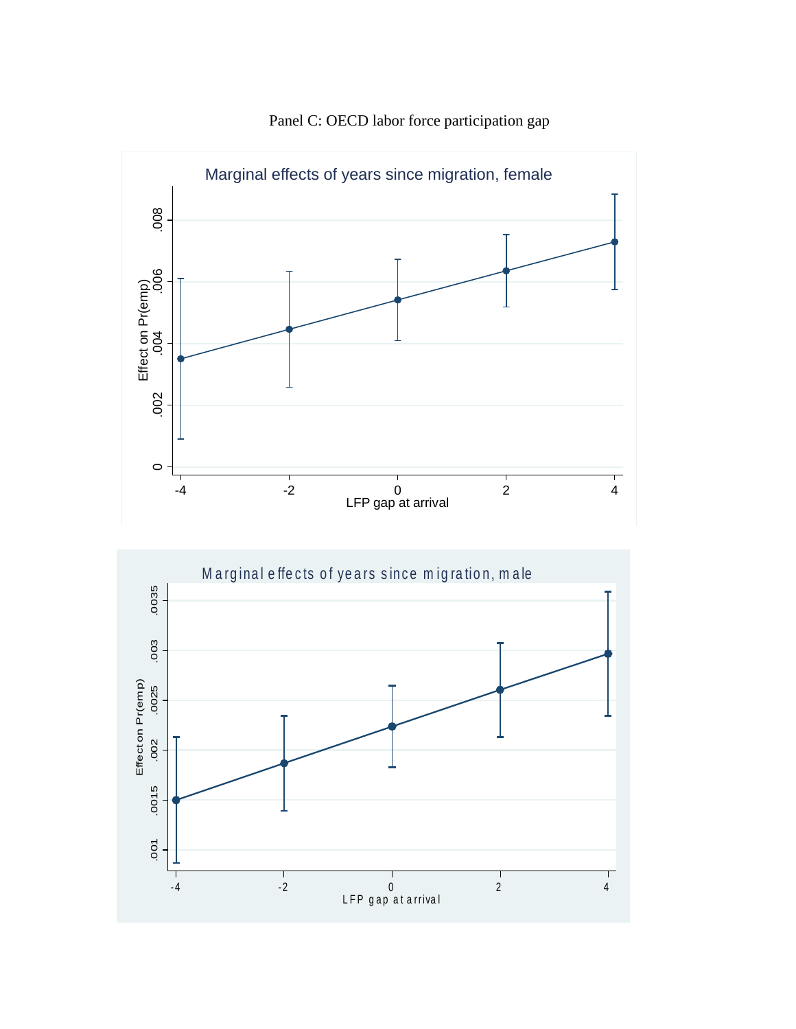Panel C: OECD labor force participation gap

Marginal effects of years since migration, female

Effect on Pr(emp)

0
.002
.004
.006
.008

-4
-2
0
2
4

LFP gap at arrival

Marginal effects of years since migration, male

Effect on Pr(emp)

.001
.0015
.002
.0025
.003
.0035

-4
-2
0
2
4

LFP gap at arrival